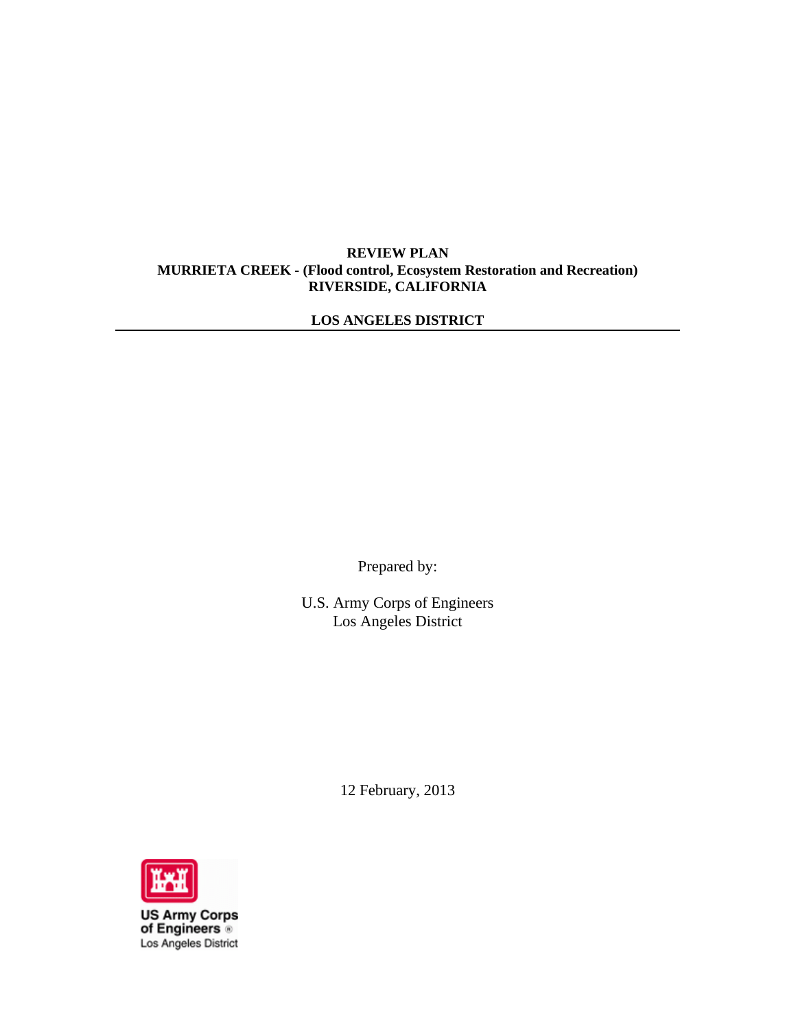# REVIEW PLAN
# MURRIETA CREEK - (Flood control, Ecosystem Restoration and Recreation)
# RIVERSIDE, CALIFORNIA

## LOS ANGELES DISTRICT

---

Prepared by:

U.S. Army Corps of Engineers
Los Angeles District

12 February, 2013

US Army Corps
of Engineers ®
Los Angeles District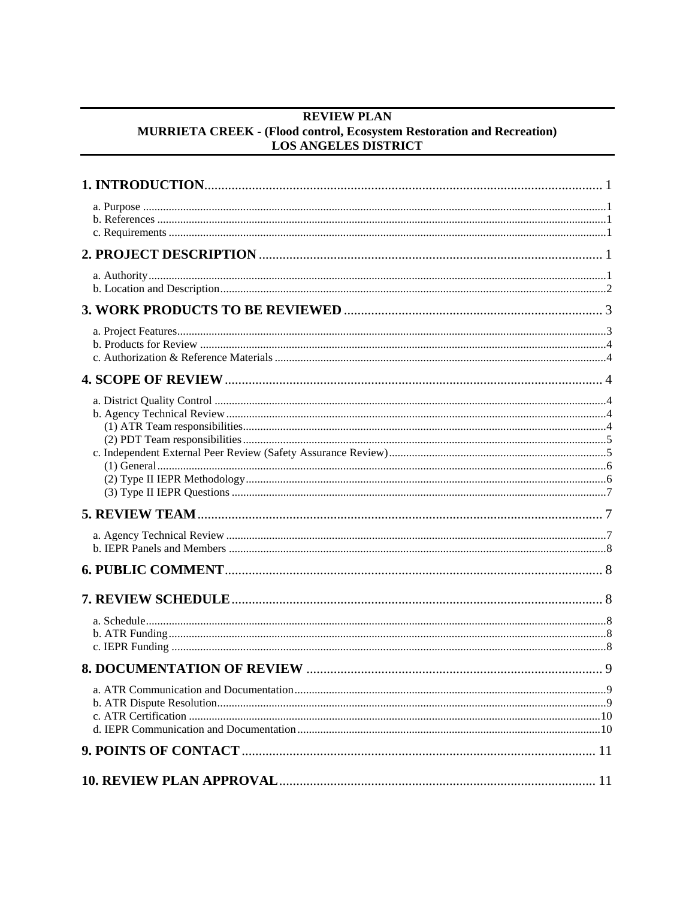**REVIEW PLAN**
**MURRIETA CREEK - (Flood control, Ecosystem Restoration and Recreation)**
**LOS ANGELES DISTRICT**

**1. INTRODUCTION** ..... 1

a. Purpose ..... 1
b. References ..... 1
c. Requirements ..... 1

**2. PROJECT DESCRIPTION** ..... 1

a. Authority ..... 1
b. Location and Description ..... 2

**3. WORK PRODUCTS TO BE REVIEWED** ..... 3

a. Project Features ..... 3
b. Products for Review ..... 4
c. Authorization & Reference Materials ..... 4

**4. SCOPE OF REVIEW** ..... 4

a. District Quality Control ..... 4
b. Agency Technical Review ..... 4
(1) ATR Team responsibilities ..... 4
(2) PDT Team responsibilities ..... 5
c. Independent External Peer Review (Safety Assurance Review) ..... 5
(1) General ..... 6
(2) Type II IEPR Methodology ..... 6
(3) Type II IEPR Questions ..... 7

**5. REVIEW TEAM** ..... 7

a. Agency Technical Review ..... 7
b. IEPR Panels and Members ..... 8

**6. PUBLIC COMMENT** ..... 8

**7. REVIEW SCHEDULE** ..... 8

a. Schedule ..... 8
b. ATR Funding ..... 8
c. IEPR Funding ..... 8

**8. DOCUMENTATION OF REVIEW** ..... 9

a. ATR Communication and Documentation ..... 9
b. ATR Dispute Resolution ..... 9
c. ATR Certification ..... 10
d. IEPR Communication and Documentation ..... 10

**9. POINTS OF CONTACT** ..... 11

**10. REVIEW PLAN APPROVAL** ..... 11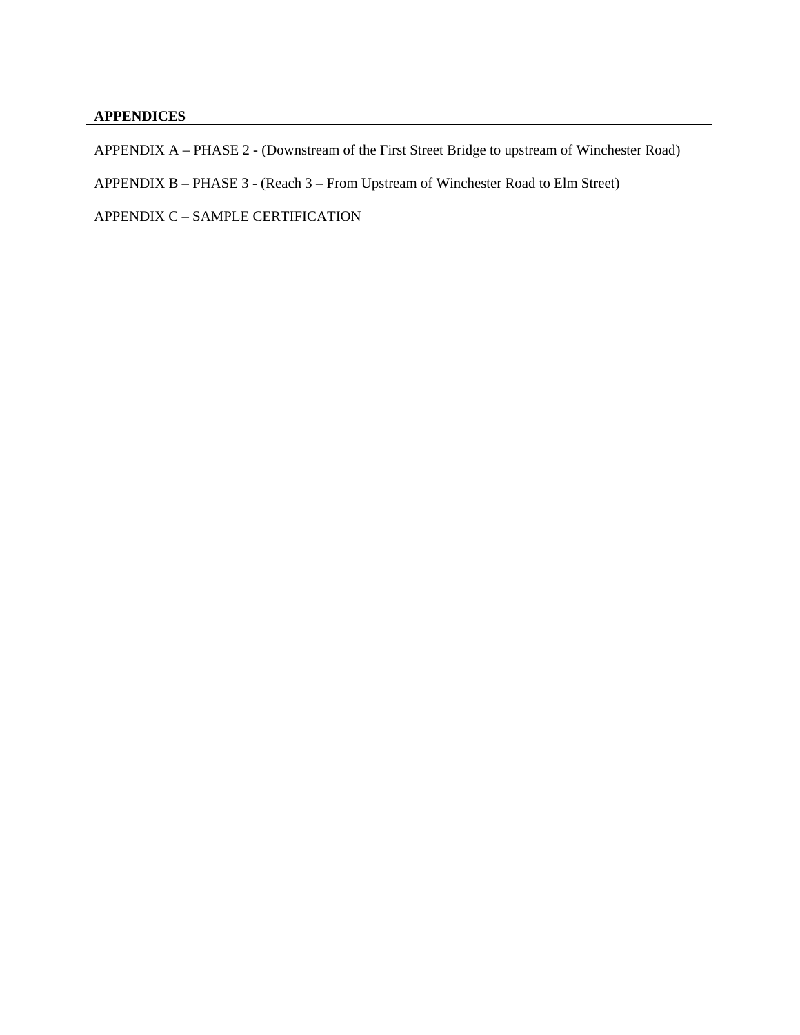## APPENDICES

APPENDIX A – PHASE 2 - (Downstream of the First Street Bridge to upstream of Winchester Road)

APPENDIX B – PHASE 3 - (Reach 3 – From Upstream of Winchester Road to Elm Street)

APPENDIX C – SAMPLE CERTIFICATION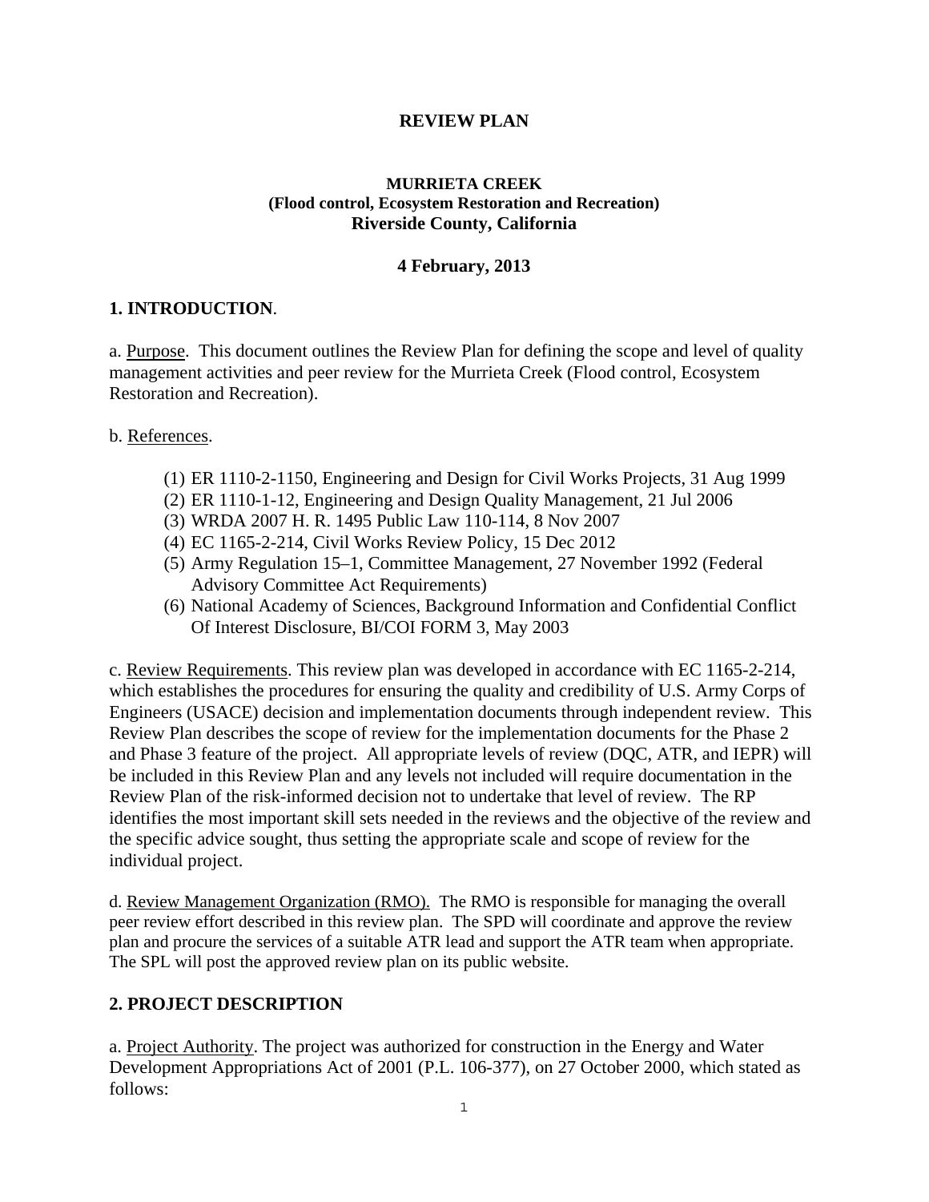# REVIEW PLAN

**MURRIETA CREEK**
**(Flood control, Ecosystem Restoration and Recreation)**
**Riverside County, California**

**4 February, 2013**

## 1. INTRODUCTION.

a. Purpose. This document outlines the Review Plan for defining the scope and level of quality management activities and peer review for the Murrieta Creek (Flood control, Ecosystem Restoration and Recreation).

b. References.

(1) ER 1110-2-1150, Engineering and Design for Civil Works Projects, 31 Aug 1999
(2) ER 1110-1-12, Engineering and Design Quality Management, 21 Jul 2006
(3) WRDA 2007 H. R. 1495 Public Law 110-114, 8 Nov 2007
(4) EC 1165-2-214, Civil Works Review Policy, 15 Dec 2012
(5) Army Regulation 15–1, Committee Management, 27 November 1992 (Federal Advisory Committee Act Requirements)
(6) National Academy of Sciences, Background Information and Confidential Conflict Of Interest Disclosure, BI/COI FORM 3, May 2003

c. Review Requirements. This review plan was developed in accordance with EC 1165-2-214, which establishes the procedures for ensuring the quality and credibility of U.S. Army Corps of Engineers (USACE) decision and implementation documents through independent review. This Review Plan describes the scope of review for the implementation documents for the Phase 2 and Phase 3 feature of the project. All appropriate levels of review (DQC, ATR, and IEPR) will be included in this Review Plan and any levels not included will require documentation in the Review Plan of the risk-informed decision not to undertake that level of review. The RP identifies the most important skill sets needed in the reviews and the objective of the review and the specific advice sought, thus setting the appropriate scale and scope of review for the individual project.

d. Review Management Organization (RMO). The RMO is responsible for managing the overall peer review effort described in this review plan. The SPD will coordinate and approve the review plan and procure the services of a suitable ATR lead and support the ATR team when appropriate. The SPL will post the approved review plan on its public website.

## 2. PROJECT DESCRIPTION

a. Project Authority. The project was authorized for construction in the Energy and Water Development Appropriations Act of 2001 (P.L. 106-377), on 27 October 2000, which stated as follows: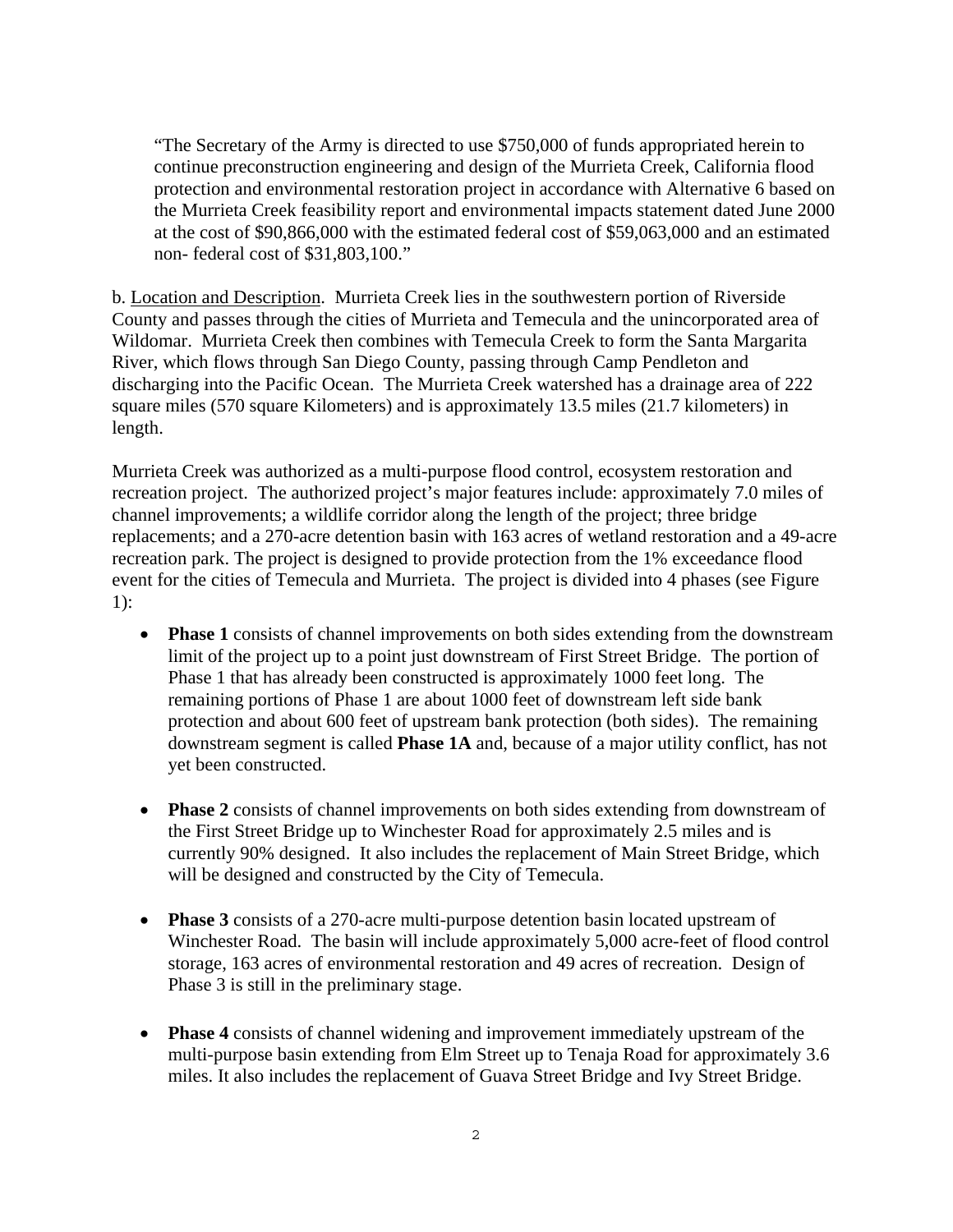> "The Secretary of the Army is directed to use $750,000 of funds appropriated herein to continue preconstruction engineering and design of the Murrieta Creek, California flood protection and environmental restoration project in accordance with Alternative 6 based on the Murrieta Creek feasibility report and environmental impacts statement dated June 2000 at the cost of $90,866,000 with the estimated federal cost of $59,063,000 and an estimated non- federal cost of $31,803,100."

b. Location and Description. Murrieta Creek lies in the southwestern portion of Riverside County and passes through the cities of Murrieta and Temecula and the unincorporated area of Wildomar. Murrieta Creek then combines with Temecula Creek to form the Santa Margarita River, which flows through San Diego County, passing through Camp Pendleton and discharging into the Pacific Ocean. The Murrieta Creek watershed has a drainage area of 222 square miles (570 square Kilometers) and is approximately 13.5 miles (21.7 kilometers) in length.

Murrieta Creek was authorized as a multi-purpose flood control, ecosystem restoration and recreation project. The authorized project's major features include: approximately 7.0 miles of channel improvements; a wildlife corridor along the length of the project; three bridge replacements; and a 270-acre detention basin with 163 acres of wetland restoration and a 49-acre recreation park. The project is designed to provide protection from the 1% exceedance flood event for the cities of Temecula and Murrieta. The project is divided into 4 phases (see Figure 1):

- **Phase 1** consists of channel improvements on both sides extending from the downstream limit of the project up to a point just downstream of First Street Bridge. The portion of Phase 1 that has already been constructed is approximately 1000 feet long. The remaining portions of Phase 1 are about 1000 feet of downstream left side bank protection and about 600 feet of upstream bank protection (both sides). The remaining downstream segment is called **Phase 1A** and, because of a major utility conflict, has not yet been constructed.

- **Phase 2** consists of channel improvements on both sides extending from downstream of the First Street Bridge up to Winchester Road for approximately 2.5 miles and is currently 90% designed. It also includes the replacement of Main Street Bridge, which will be designed and constructed by the City of Temecula.

- **Phase 3** consists of a 270-acre multi-purpose detention basin located upstream of Winchester Road. The basin will include approximately 5,000 acre-feet of flood control storage, 163 acres of environmental restoration and 49 acres of recreation. Design of Phase 3 is still in the preliminary stage.

- **Phase 4** consists of channel widening and improvement immediately upstream of the multi-purpose basin extending from Elm Street up to Tenaja Road for approximately 3.6 miles. It also includes the replacement of Guava Street Bridge and Ivy Street Bridge.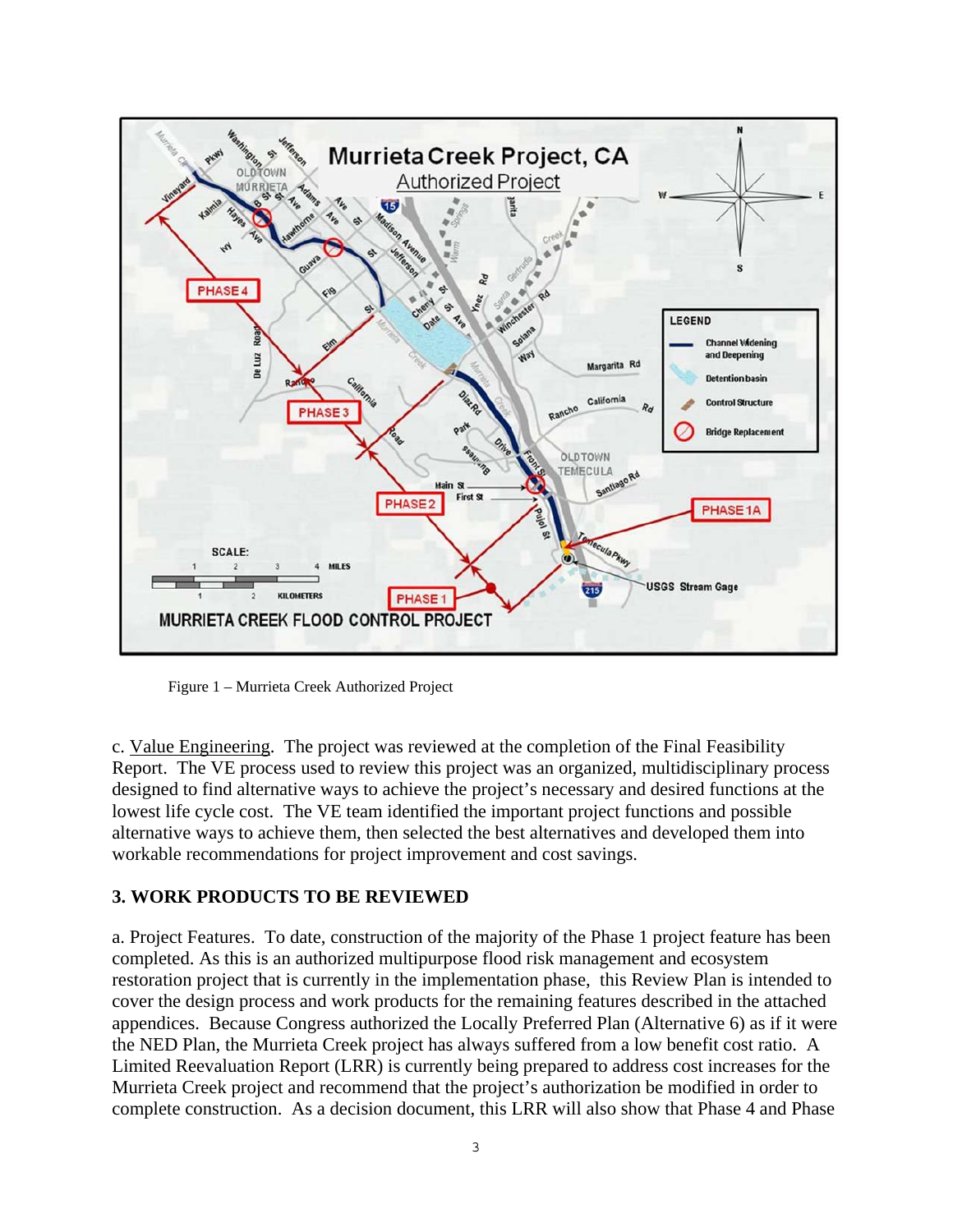Figure 1 – Murrieta Creek Authorized Project

c. Value Engineering. The project was reviewed at the completion of the Final Feasibility Report. The VE process used to review this project was an organized, multidisciplinary process designed to find alternative ways to achieve the project's necessary and desired functions at the lowest life cycle cost. The VE team identified the important project functions and possible alternative ways to achieve them, then selected the best alternatives and developed them into workable recommendations for project improvement and cost savings.

## 3. WORK PRODUCTS TO BE REVIEWED

a. Project Features. To date, construction of the majority of the Phase 1 project feature has been completed. As this is an authorized multipurpose flood risk management and ecosystem restoration project that is currently in the implementation phase, this Review Plan is intended to cover the design process and work products for the remaining features described in the attached appendices. Because Congress authorized the Locally Preferred Plan (Alternative 6) as if it were the NED Plan, the Murrieta Creek project has always suffered from a low benefit cost ratio. A Limited Reevaluation Report (LRR) is currently being prepared to address cost increases for the Murrieta Creek project and recommend that the project's authorization be modified in order to complete construction. As a decision document, this LRR will also show that Phase 4 and Phase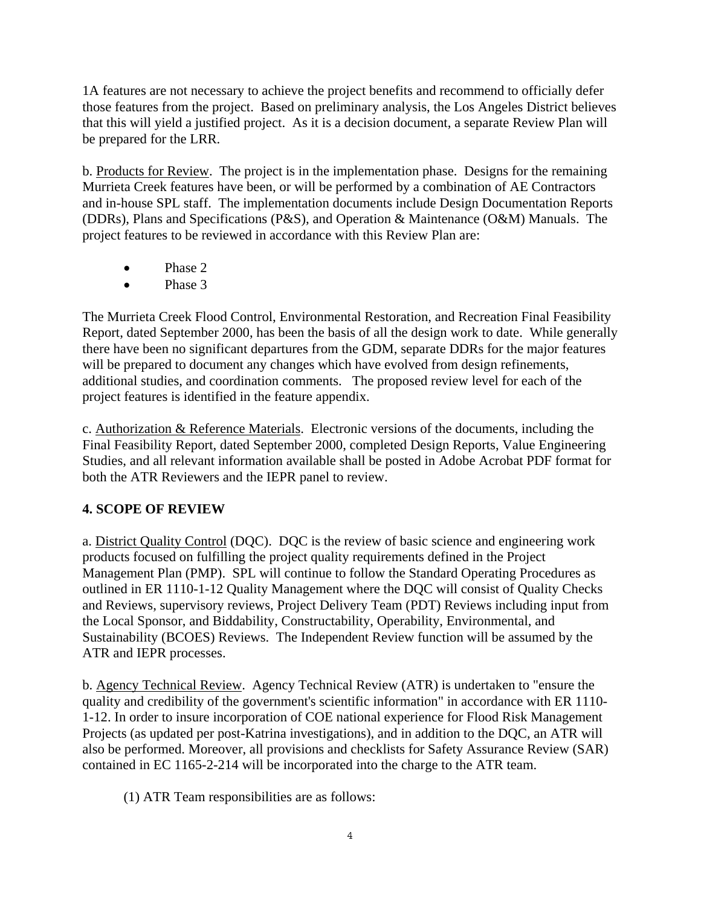1A features are not necessary to achieve the project benefits and recommend to officially defer those features from the project. Based on preliminary analysis, the Los Angeles District believes that this will yield a justified project. As it is a decision document, a separate Review Plan will be prepared for the LRR.

b. Products for Review. The project is in the implementation phase. Designs for the remaining Murrieta Creek features have been, or will be performed by a combination of AE Contractors and in-house SPL staff. The implementation documents include Design Documentation Reports (DDRs), Plans and Specifications (P&S), and Operation & Maintenance (O&M) Manuals. The project features to be reviewed in accordance with this Review Plan are:

- Phase 2
- Phase 3

The Murrieta Creek Flood Control, Environmental Restoration, and Recreation Final Feasibility Report, dated September 2000, has been the basis of all the design work to date. While generally there have been no significant departures from the GDM, separate DDRs for the major features will be prepared to document any changes which have evolved from design refinements, additional studies, and coordination comments. The proposed review level for each of the project features is identified in the feature appendix.

c. Authorization & Reference Materials. Electronic versions of the documents, including the Final Feasibility Report, dated September 2000, completed Design Reports, Value Engineering Studies, and all relevant information available shall be posted in Adobe Acrobat PDF format for both the ATR Reviewers and the IEPR panel to review.

## 4. SCOPE OF REVIEW

a. District Quality Control (DQC). DQC is the review of basic science and engineering work products focused on fulfilling the project quality requirements defined in the Project Management Plan (PMP). SPL will continue to follow the Standard Operating Procedures as outlined in ER 1110-1-12 Quality Management where the DQC will consist of Quality Checks and Reviews, supervisory reviews, Project Delivery Team (PDT) Reviews including input from the Local Sponsor, and Biddability, Constructability, Operability, Environmental, and Sustainability (BCOES) Reviews. The Independent Review function will be assumed by the ATR and IEPR processes.

b. Agency Technical Review. Agency Technical Review (ATR) is undertaken to "ensure the quality and credibility of the government's scientific information" in accordance with ER 1110-1-12. In order to insure incorporation of COE national experience for Flood Risk Management Projects (as updated per post-Katrina investigations), and in addition to the DQC, an ATR will also be performed. Moreover, all provisions and checklists for Safety Assurance Review (SAR) contained in EC 1165-2-214 will be incorporated into the charge to the ATR team.

(1) ATR Team responsibilities are as follows: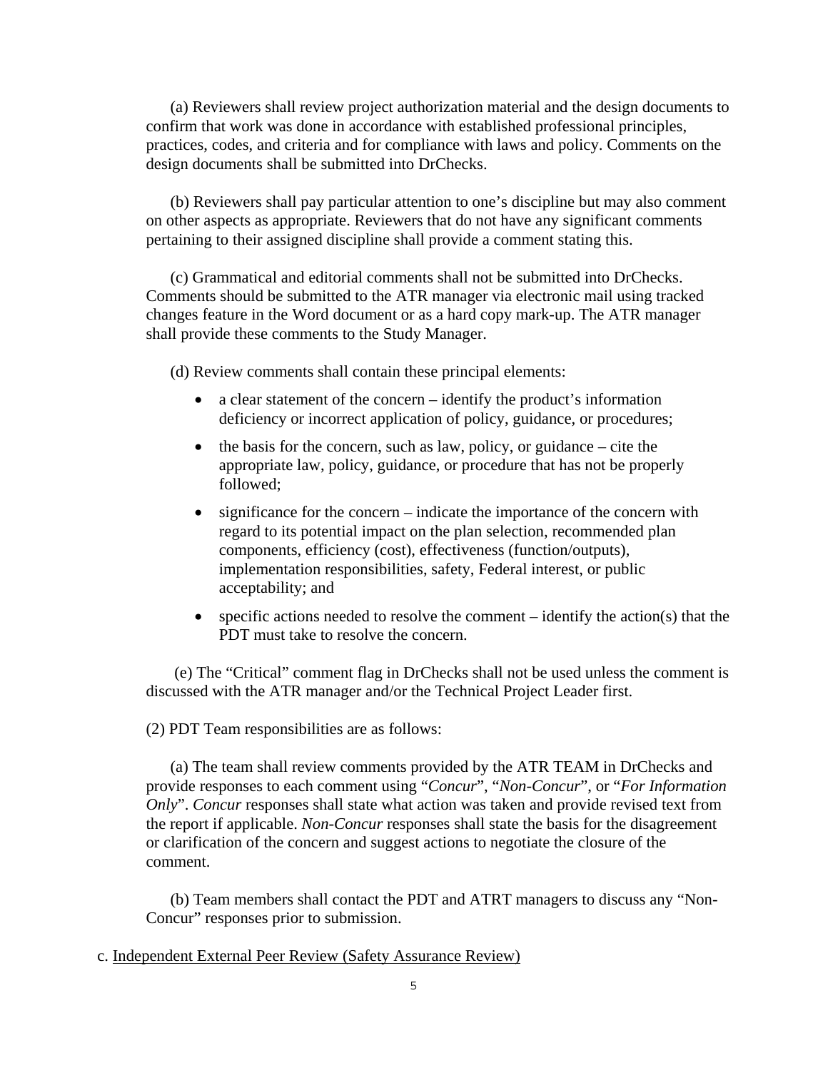(a) Reviewers shall review project authorization material and the design documents to confirm that work was done in accordance with established professional principles, practices, codes, and criteria and for compliance with laws and policy. Comments on the design documents shall be submitted into DrChecks.

(b) Reviewers shall pay particular attention to one's discipline but may also comment on other aspects as appropriate. Reviewers that do not have any significant comments pertaining to their assigned discipline shall provide a comment stating this.

(c) Grammatical and editorial comments shall not be submitted into DrChecks. Comments should be submitted to the ATR manager via electronic mail using tracked changes feature in the Word document or as a hard copy mark-up. The ATR manager shall provide these comments to the Study Manager.

(d) Review comments shall contain these principal elements:

- a clear statement of the concern – identify the product's information deficiency or incorrect application of policy, guidance, or procedures;
- the basis for the concern, such as law, policy, or guidance – cite the appropriate law, policy, guidance, or procedure that has not be properly followed;
- significance for the concern – indicate the importance of the concern with regard to its potential impact on the plan selection, recommended plan components, efficiency (cost), effectiveness (function/outputs), implementation responsibilities, safety, Federal interest, or public acceptability; and
- specific actions needed to resolve the comment – identify the action(s) that the PDT must take to resolve the concern.

(e) The "Critical" comment flag in DrChecks shall not be used unless the comment is discussed with the ATR manager and/or the Technical Project Leader first.

(2) PDT Team responsibilities are as follows:

(a) The team shall review comments provided by the ATR TEAM in DrChecks and provide responses to each comment using "*Concur*", "*Non-Concur*", or "*For Information Only*". *Concur* responses shall state what action was taken and provide revised text from the report if applicable. *Non-Concur* responses shall state the basis for the disagreement or clarification of the concern and suggest actions to negotiate the closure of the comment.

(b) Team members shall contact the PDT and ATRT managers to discuss any "Non-Concur" responses prior to submission.

c. Independent External Peer Review (Safety Assurance Review)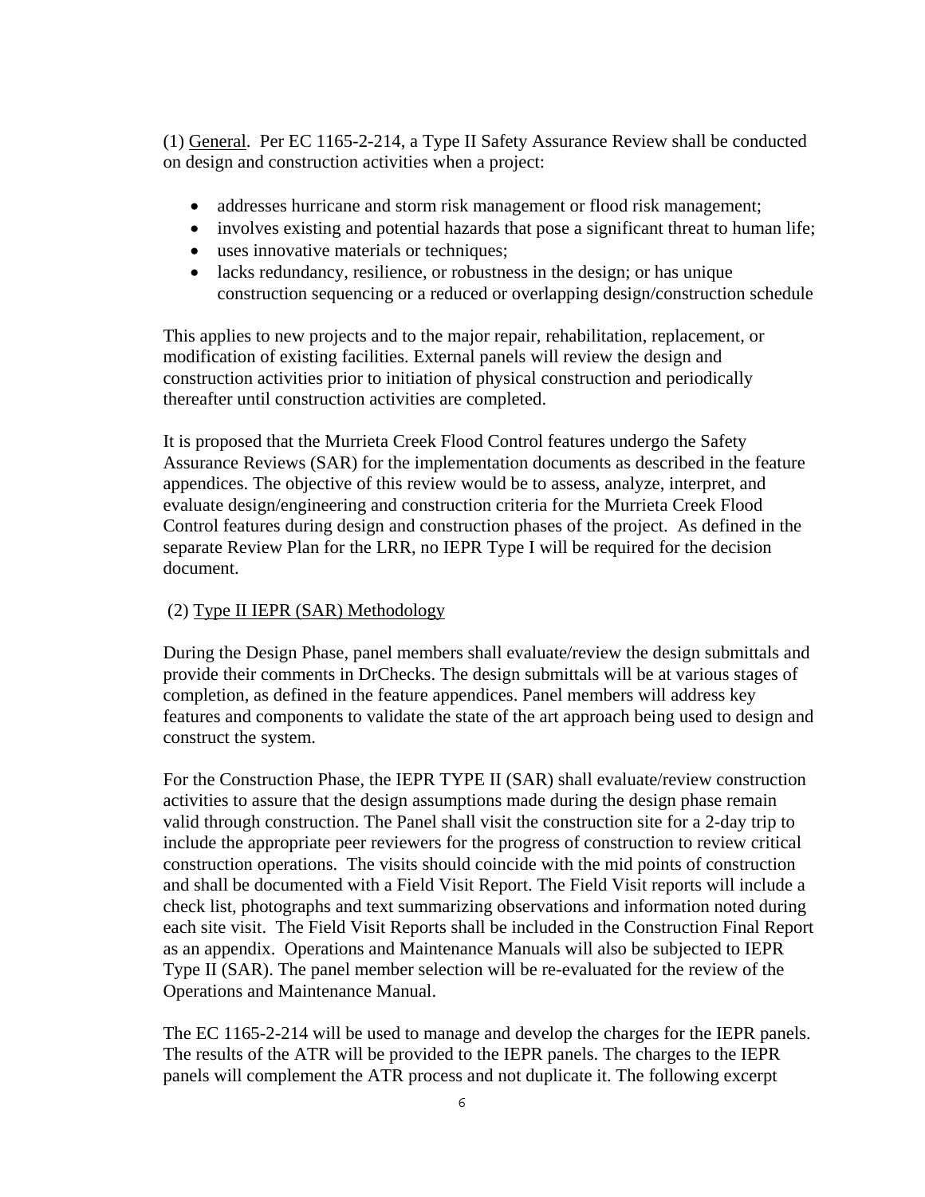(1) General.  Per EC 1165-2-214, a Type II Safety Assurance Review shall be conducted on design and construction activities when a project:

- addresses hurricane and storm risk management or flood risk management;
- involves existing and potential hazards that pose a significant threat to human life;
- uses innovative materials or techniques;
- lacks redundancy, resilience, or robustness in the design; or has unique construction sequencing or a reduced or overlapping design/construction schedule

This applies to new projects and to the major repair, rehabilitation, replacement, or modification of existing facilities. External panels will review the design and construction activities prior to initiation of physical construction and periodically thereafter until construction activities are completed.

It is proposed that the Murrieta Creek Flood Control features undergo the Safety Assurance Reviews (SAR) for the implementation documents as described in the feature appendices. The objective of this review would be to assess, analyze, interpret, and evaluate design/engineering and construction criteria for the Murrieta Creek Flood Control features during design and construction phases of the project.  As defined in the separate Review Plan for the LRR, no IEPR Type I will be required for the decision document.

(2) Type II IEPR (SAR) Methodology

During the Design Phase, panel members shall evaluate/review the design submittals and provide their comments in DrChecks. The design submittals will be at various stages of completion, as defined in the feature appendices. Panel members will address key features and components to validate the state of the art approach being used to design and construct the system.

For the Construction Phase, the IEPR TYPE II (SAR) shall evaluate/review construction activities to assure that the design assumptions made during the design phase remain valid through construction. The Panel shall visit the construction site for a 2-day trip to include the appropriate peer reviewers for the progress of construction to review critical construction operations.  The visits should coincide with the mid points of construction and shall be documented with a Field Visit Report. The Field Visit reports will include a check list, photographs and text summarizing observations and information noted during each site visit.  The Field Visit Reports shall be included in the Construction Final Report as an appendix.  Operations and Maintenance Manuals will also be subjected to IEPR Type II (SAR). The panel member selection will be re-evaluated for the review of the Operations and Maintenance Manual.

The EC 1165-2-214 will be used to manage and develop the charges for the IEPR panels. The results of the ATR will be provided to the IEPR panels. The charges to the IEPR panels will complement the ATR process and not duplicate it. The following excerpt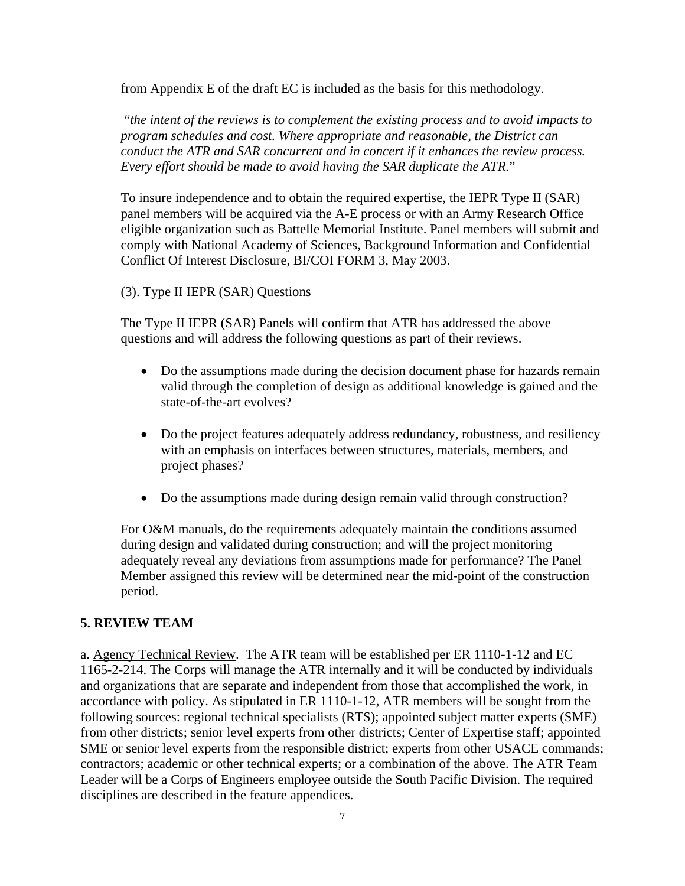from Appendix E of the draft EC is included as the basis for this methodology.

"*the intent of the reviews is to complement the existing process and to avoid impacts to program schedules and cost. Where appropriate and reasonable, the District can conduct the ATR and SAR concurrent and in concert if it enhances the review process. Every effort should be made to avoid having the SAR duplicate the ATR.*"

To insure independence and to obtain the required expertise, the IEPR Type II (SAR) panel members will be acquired via the A-E process or with an Army Research Office eligible organization such as Battelle Memorial Institute. Panel members will submit and comply with National Academy of Sciences, Background Information and Confidential Conflict Of Interest Disclosure, BI/COI FORM 3, May 2003.

(3). Type II IEPR (SAR) Questions

The Type II IEPR (SAR) Panels will confirm that ATR has addressed the above questions and will address the following questions as part of their reviews.

- Do the assumptions made during the decision document phase for hazards remain valid through the completion of design as additional knowledge is gained and the state-of-the-art evolves?
- Do the project features adequately address redundancy, robustness, and resiliency with an emphasis on interfaces between structures, materials, members, and project phases?
- Do the assumptions made during design remain valid through construction?

For O&M manuals, do the requirements adequately maintain the conditions assumed during design and validated during construction; and will the project monitoring adequately reveal any deviations from assumptions made for performance? The Panel Member assigned this review will be determined near the mid-point of the construction period.

## 5. REVIEW TEAM

a. Agency Technical Review. The ATR team will be established per ER 1110-1-12 and EC 1165-2-214. The Corps will manage the ATR internally and it will be conducted by individuals and organizations that are separate and independent from those that accomplished the work, in accordance with policy. As stipulated in ER 1110-1-12, ATR members will be sought from the following sources: regional technical specialists (RTS); appointed subject matter experts (SME) from other districts; senior level experts from other districts; Center of Expertise staff; appointed SME or senior level experts from the responsible district; experts from other USACE commands; contractors; academic or other technical experts; or a combination of the above. The ATR Team Leader will be a Corps of Engineers employee outside the South Pacific Division. The required disciplines are described in the feature appendices.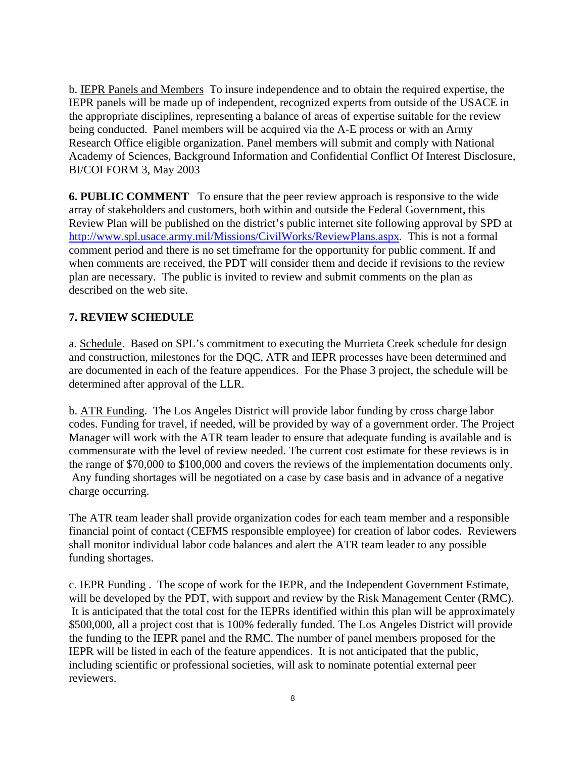b. IEPR Panels and Members  To insure independence and to obtain the required expertise, the IEPR panels will be made up of independent, recognized experts from outside of the USACE in the appropriate disciplines, representing a balance of areas of expertise suitable for the review being conducted.  Panel members will be acquired via the A-E process or with an Army Research Office eligible organization. Panel members will submit and comply with National Academy of Sciences, Background Information and Confidential Conflict Of Interest Disclosure, BI/COI FORM 3, May 2003

**6. PUBLIC COMMENT**   To ensure that the peer review approach is responsive to the wide array of stakeholders and customers, both within and outside the Federal Government, this Review Plan will be published on the district's public internet site following approval by SPD at http://www.spl.usace.army.mil/Missions/CivilWorks/ReviewPlans.aspx.  This is not a formal comment period and there is no set timeframe for the opportunity for public comment. If and when comments are received, the PDT will consider them and decide if revisions to the review plan are necessary.  The public is invited to review and submit comments on the plan as described on the web site.

## 7. REVIEW SCHEDULE

a. Schedule.  Based on SPL's commitment to executing the Murrieta Creek schedule for design and construction, milestones for the DQC, ATR and IEPR processes have been determined and are documented in each of the feature appendices.  For the Phase 3 project, the schedule will be determined after approval of the LLR.

b. ATR Funding.  The Los Angeles District will provide labor funding by cross charge labor codes. Funding for travel, if needed, will be provided by way of a government order. The Project Manager will work with the ATR team leader to ensure that adequate funding is available and is commensurate with the level of review needed. The current cost estimate for these reviews is in the range of $70,000 to $100,000 and covers the reviews of the implementation documents only.  Any funding shortages will be negotiated on a case by case basis and in advance of a negative charge occurring.

The ATR team leader shall provide organization codes for each team member and a responsible financial point of contact (CEFMS responsible employee) for creation of labor codes.  Reviewers shall monitor individual labor code balances and alert the ATR team leader to any possible funding shortages.

c. IEPR Funding .  The scope of work for the IEPR, and the Independent Government Estimate, will be developed by the PDT, with support and review by the Risk Management Center (RMC).  It is anticipated that the total cost for the IEPRs identified within this plan will be approximately $500,000, all a project cost that is 100% federally funded. The Los Angeles District will provide the funding to the IEPR panel and the RMC. The number of panel members proposed for the IEPR will be listed in each of the feature appendices.  It is not anticipated that the public, including scientific or professional societies, will ask to nominate potential external peer reviewers.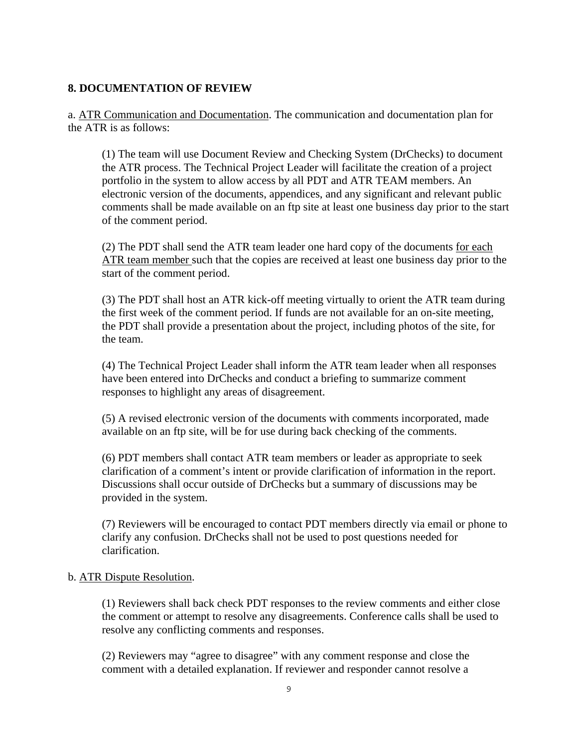## 8. DOCUMENTATION OF REVIEW

a. <u>ATR Communication and Documentation</u>. The communication and documentation plan for the ATR is as follows:

(1) The team will use Document Review and Checking System (DrChecks) to document the ATR process. The Technical Project Leader will facilitate the creation of a project portfolio in the system to allow access by all PDT and ATR TEAM members. An electronic version of the documents, appendices, and any significant and relevant public comments shall be made available on an ftp site at least one business day prior to the start of the comment period.

(2) The PDT shall send the ATR team leader one hard copy of the documents <u>for each ATR team member</u> such that the copies are received at least one business day prior to the start of the comment period.

(3) The PDT shall host an ATR kick-off meeting virtually to orient the ATR team during the first week of the comment period. If funds are not available for an on-site meeting, the PDT shall provide a presentation about the project, including photos of the site, for the team.

(4) The Technical Project Leader shall inform the ATR team leader when all responses have been entered into DrChecks and conduct a briefing to summarize comment responses to highlight any areas of disagreement.

(5) A revised electronic version of the documents with comments incorporated, made available on an ftp site, will be for use during back checking of the comments.

(6) PDT members shall contact ATR team members or leader as appropriate to seek clarification of a comment's intent or provide clarification of information in the report. Discussions shall occur outside of DrChecks but a summary of discussions may be provided in the system.

(7) Reviewers will be encouraged to contact PDT members directly via email or phone to clarify any confusion. DrChecks shall not be used to post questions needed for clarification.

b. <u>ATR Dispute Resolution</u>.

(1) Reviewers shall back check PDT responses to the review comments and either close the comment or attempt to resolve any disagreements. Conference calls shall be used to resolve any conflicting comments and responses.

(2) Reviewers may "agree to disagree" with any comment response and close the comment with a detailed explanation. If reviewer and responder cannot resolve a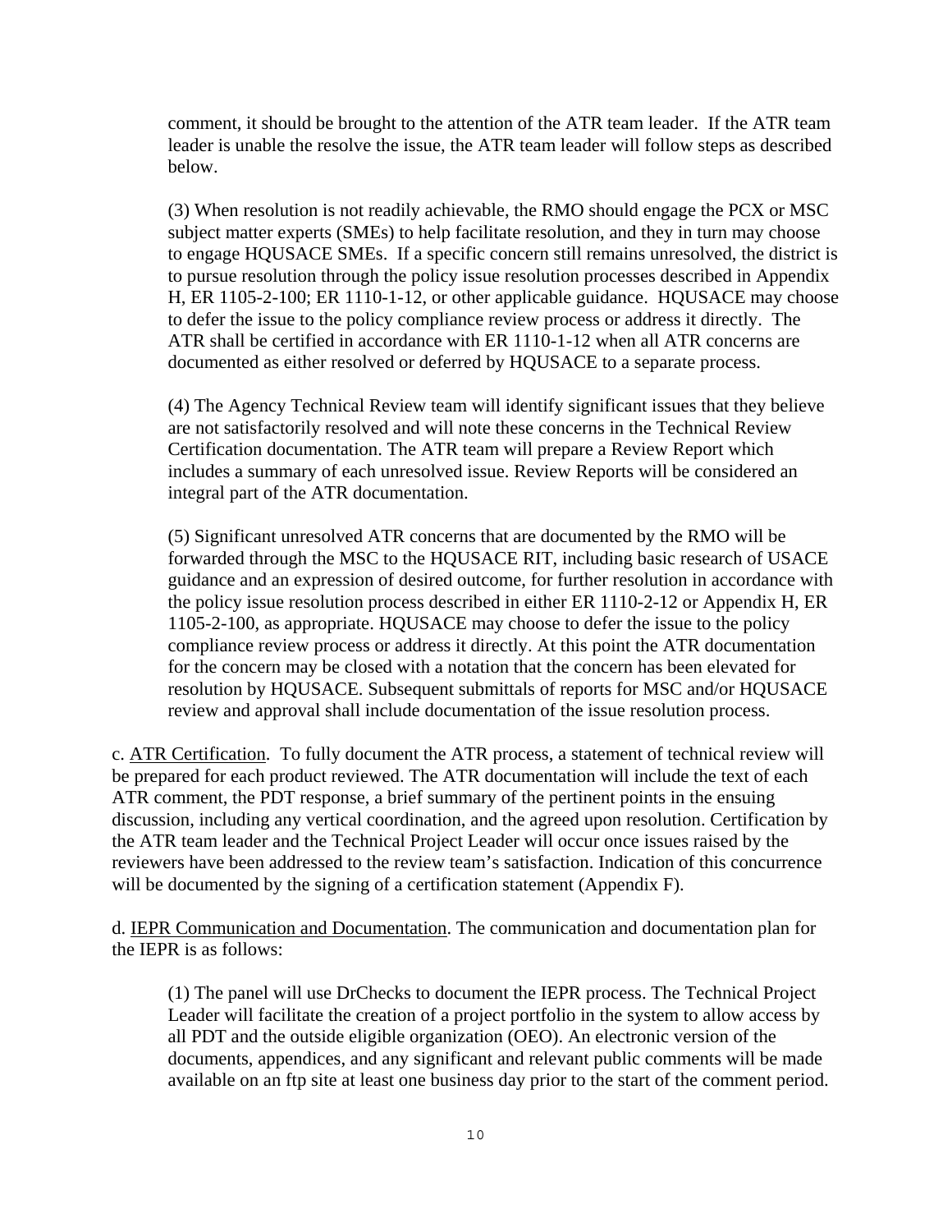comment, it should be brought to the attention of the ATR team leader. If the ATR team leader is unable the resolve the issue, the ATR team leader will follow steps as described below.

(3) When resolution is not readily achievable, the RMO should engage the PCX or MSC subject matter experts (SMEs) to help facilitate resolution, and they in turn may choose to engage HQUSACE SMEs. If a specific concern still remains unresolved, the district is to pursue resolution through the policy issue resolution processes described in Appendix H, ER 1105-2-100; ER 1110-1-12, or other applicable guidance. HQUSACE may choose to defer the issue to the policy compliance review process or address it directly. The ATR shall be certified in accordance with ER 1110-1-12 when all ATR concerns are documented as either resolved or deferred by HQUSACE to a separate process.

(4) The Agency Technical Review team will identify significant issues that they believe are not satisfactorily resolved and will note these concerns in the Technical Review Certification documentation. The ATR team will prepare a Review Report which includes a summary of each unresolved issue. Review Reports will be considered an integral part of the ATR documentation.

(5) Significant unresolved ATR concerns that are documented by the RMO will be forwarded through the MSC to the HQUSACE RIT, including basic research of USACE guidance and an expression of desired outcome, for further resolution in accordance with the policy issue resolution process described in either ER 1110-2-12 or Appendix H, ER 1105-2-100, as appropriate. HQUSACE may choose to defer the issue to the policy compliance review process or address it directly. At this point the ATR documentation for the concern may be closed with a notation that the concern has been elevated for resolution by HQUSACE. Subsequent submittals of reports for MSC and/or HQUSACE review and approval shall include documentation of the issue resolution process.

c. ATR Certification. To fully document the ATR process, a statement of technical review will be prepared for each product reviewed. The ATR documentation will include the text of each ATR comment, the PDT response, a brief summary of the pertinent points in the ensuing discussion, including any vertical coordination, and the agreed upon resolution. Certification by the ATR team leader and the Technical Project Leader will occur once issues raised by the reviewers have been addressed to the review team's satisfaction. Indication of this concurrence will be documented by the signing of a certification statement (Appendix F).

d. IEPR Communication and Documentation. The communication and documentation plan for the IEPR is as follows:

(1) The panel will use DrChecks to document the IEPR process. The Technical Project Leader will facilitate the creation of a project portfolio in the system to allow access by all PDT and the outside eligible organization (OEO). An electronic version of the documents, appendices, and any significant and relevant public comments will be made available on an ftp site at least one business day prior to the start of the comment period.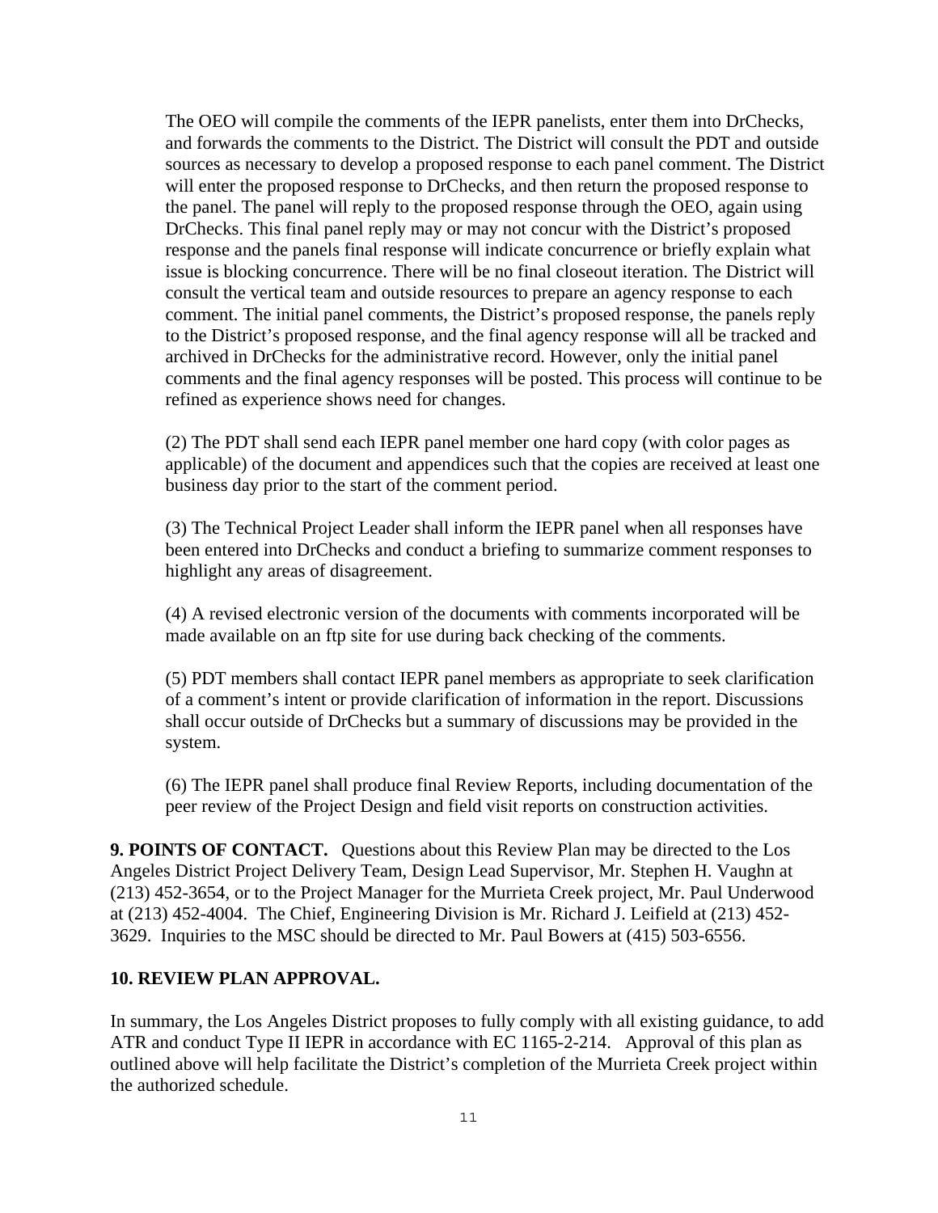The OEO will compile the comments of the IEPR panelists, enter them into DrChecks, and forwards the comments to the District. The District will consult the PDT and outside sources as necessary to develop a proposed response to each panel comment. The District will enter the proposed response to DrChecks, and then return the proposed response to the panel. The panel will reply to the proposed response through the OEO, again using DrChecks. This final panel reply may or may not concur with the District's proposed response and the panels final response will indicate concurrence or briefly explain what issue is blocking concurrence. There will be no final closeout iteration. The District will consult the vertical team and outside resources to prepare an agency response to each comment. The initial panel comments, the District's proposed response, the panels reply to the District's proposed response, and the final agency response will all be tracked and archived in DrChecks for the administrative record. However, only the initial panel comments and the final agency responses will be posted. This process will continue to be refined as experience shows need for changes.

(2) The PDT shall send each IEPR panel member one hard copy (with color pages as applicable) of the document and appendices such that the copies are received at least one business day prior to the start of the comment period.

(3) The Technical Project Leader shall inform the IEPR panel when all responses have been entered into DrChecks and conduct a briefing to summarize comment responses to highlight any areas of disagreement.

(4) A revised electronic version of the documents with comments incorporated will be made available on an ftp site for use during back checking of the comments.

(5) PDT members shall contact IEPR panel members as appropriate to seek clarification of a comment's intent or provide clarification of information in the report. Discussions shall occur outside of DrChecks but a summary of discussions may be provided in the system.

(6) The IEPR panel shall produce final Review Reports, including documentation of the peer review of the Project Design and field visit reports on construction activities.

**9. POINTS OF CONTACT.** Questions about this Review Plan may be directed to the Los Angeles District Project Delivery Team, Design Lead Supervisor, Mr. Stephen H. Vaughn at (213) 452-3654, or to the Project Manager for the Murrieta Creek project, Mr. Paul Underwood at (213) 452-4004. The Chief, Engineering Division is Mr. Richard J. Leifield at (213) 452-3629. Inquiries to the MSC should be directed to Mr. Paul Bowers at (415) 503-6556.

**10. REVIEW PLAN APPROVAL.**

In summary, the Los Angeles District proposes to fully comply with all existing guidance, to add ATR and conduct Type II IEPR in accordance with EC 1165-2-214. Approval of this plan as outlined above will help facilitate the District's completion of the Murrieta Creek project within the authorized schedule.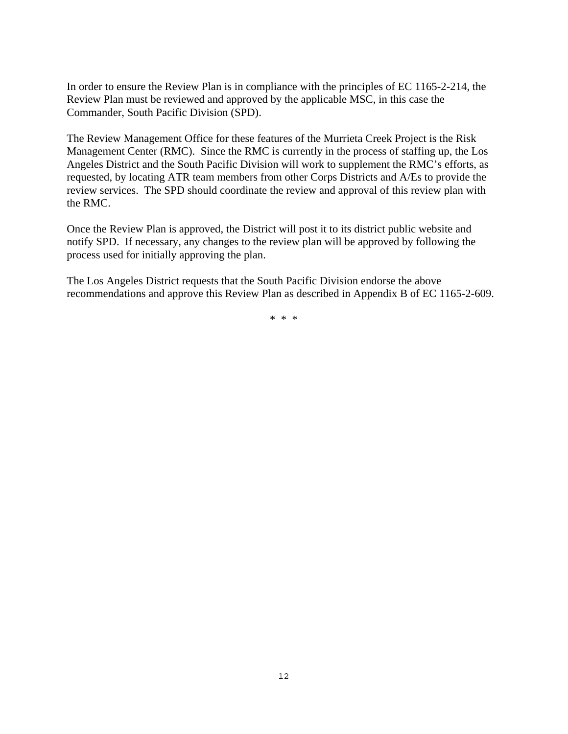In order to ensure the Review Plan is in compliance with the principles of EC 1165-2-214, the Review Plan must be reviewed and approved by the applicable MSC, in this case the Commander, South Pacific Division (SPD).

The Review Management Office for these features of the Murrieta Creek Project is the Risk Management Center (RMC).  Since the RMC is currently in the process of staffing up, the Los Angeles District and the South Pacific Division will work to supplement the RMC's efforts, as requested, by locating ATR team members from other Corps Districts and A/Es to provide the review services.  The SPD should coordinate the review and approval of this review plan with the RMC.

Once the Review Plan is approved, the District will post it to its district public website and notify SPD.  If necessary, any changes to the review plan will be approved by following the process used for initially approving the plan.

The Los Angeles District requests that the South Pacific Division endorse the above recommendations and approve this Review Plan as described in Appendix B of EC 1165-2-609.

\* \* \*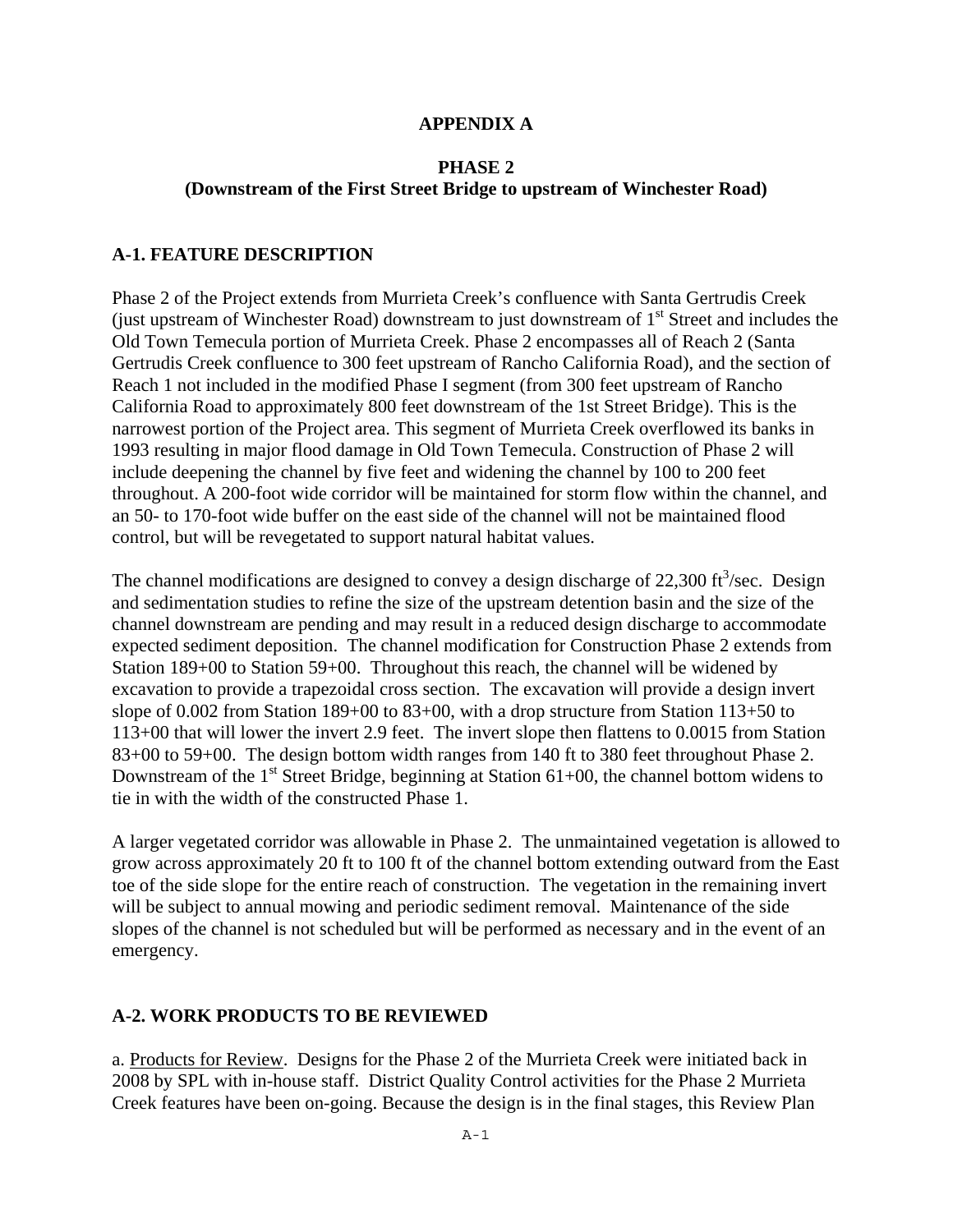# APPENDIX A

## PHASE 2
## (Downstream of the First Street Bridge to upstream of Winchester Road)

### A-1. FEATURE DESCRIPTION

Phase 2 of the Project extends from Murrieta Creek's confluence with Santa Gertrudis Creek (just upstream of Winchester Road) downstream to just downstream of 1st Street and includes the Old Town Temecula portion of Murrieta Creek. Phase 2 encompasses all of Reach 2 (Santa Gertrudis Creek confluence to 300 feet upstream of Rancho California Road), and the section of Reach 1 not included in the modified Phase I segment (from 300 feet upstream of Rancho California Road to approximately 800 feet downstream of the 1st Street Bridge). This is the narrowest portion of the Project area. This segment of Murrieta Creek overflowed its banks in 1993 resulting in major flood damage in Old Town Temecula. Construction of Phase 2 will include deepening the channel by five feet and widening the channel by 100 to 200 feet throughout. A 200-foot wide corridor will be maintained for storm flow within the channel, and an 50- to 170-foot wide buffer on the east side of the channel will not be maintained flood control, but will be revegetated to support natural habitat values.

The channel modifications are designed to convey a design discharge of 22,300 $ft^3$/sec. Design and sedimentation studies to refine the size of the upstream detention basin and the size of the channel downstream are pending and may result in a reduced design discharge to accommodate expected sediment deposition. The channel modification for Construction Phase 2 extends from Station 189+00 to Station 59+00. Throughout this reach, the channel will be widened by excavation to provide a trapezoidal cross section. The excavation will provide a design invert slope of 0.002 from Station 189+00 to 83+00, with a drop structure from Station 113+50 to 113+00 that will lower the invert 2.9 feet. The invert slope then flattens to 0.0015 from Station 83+00 to 59+00. The design bottom width ranges from 140 ft to 380 feet throughout Phase 2. Downstream of the 1st Street Bridge, beginning at Station 61+00, the channel bottom widens to tie in with the width of the constructed Phase 1.

A larger vegetated corridor was allowable in Phase 2. The unmaintained vegetation is allowed to grow across approximately 20 ft to 100 ft of the channel bottom extending outward from the East toe of the side slope for the entire reach of construction. The vegetation in the remaining invert will be subject to annual mowing and periodic sediment removal. Maintenance of the side slopes of the channel is not scheduled but will be performed as necessary and in the event of an emergency.

### A-2. WORK PRODUCTS TO BE REVIEWED

a. Products for Review. Designs for the Phase 2 of the Murrieta Creek were initiated back in 2008 by SPL with in-house staff. District Quality Control activities for the Phase 2 Murrieta Creek features have been on-going. Because the design is in the final stages, this Review Plan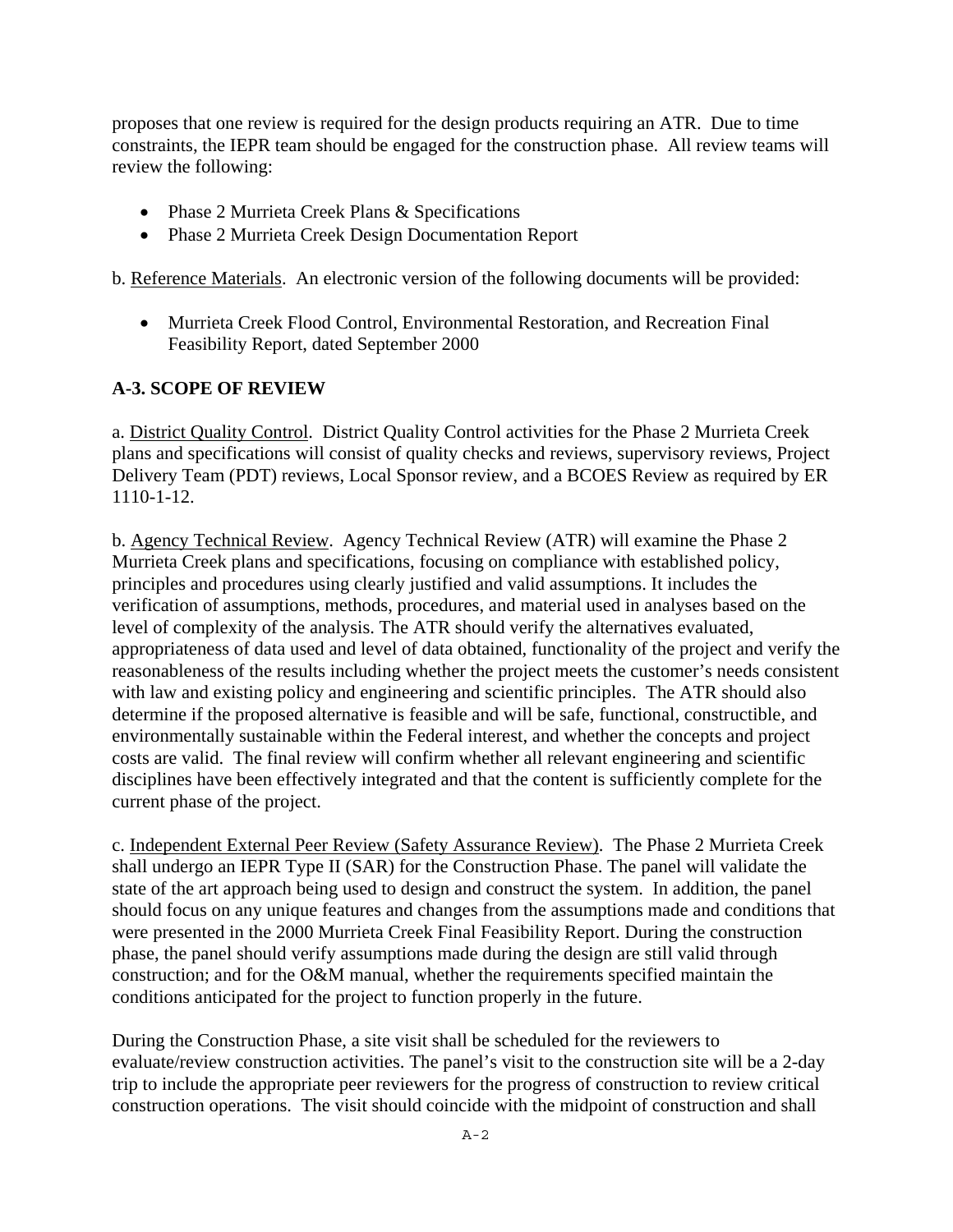proposes that one review is required for the design products requiring an ATR. Due to time constraints, the IEPR team should be engaged for the construction phase. All review teams will review the following:

- Phase 2 Murrieta Creek Plans & Specifications
- Phase 2 Murrieta Creek Design Documentation Report

b. Reference Materials. An electronic version of the following documents will be provided:

- Murrieta Creek Flood Control, Environmental Restoration, and Recreation Final Feasibility Report, dated September 2000

**A-3. SCOPE OF REVIEW**

a. District Quality Control. District Quality Control activities for the Phase 2 Murrieta Creek plans and specifications will consist of quality checks and reviews, supervisory reviews, Project Delivery Team (PDT) reviews, Local Sponsor review, and a BCOES Review as required by ER 1110-1-12.

b. Agency Technical Review. Agency Technical Review (ATR) will examine the Phase 2 Murrieta Creek plans and specifications, focusing on compliance with established policy, principles and procedures using clearly justified and valid assumptions. It includes the verification of assumptions, methods, procedures, and material used in analyses based on the level of complexity of the analysis. The ATR should verify the alternatives evaluated, appropriateness of data used and level of data obtained, functionality of the project and verify the reasonableness of the results including whether the project meets the customer's needs consistent with law and existing policy and engineering and scientific principles. The ATR should also determine if the proposed alternative is feasible and will be safe, functional, constructible, and environmentally sustainable within the Federal interest, and whether the concepts and project costs are valid. The final review will confirm whether all relevant engineering and scientific disciplines have been effectively integrated and that the content is sufficiently complete for the current phase of the project.

c. Independent External Peer Review (Safety Assurance Review). The Phase 2 Murrieta Creek shall undergo an IEPR Type II (SAR) for the Construction Phase. The panel will validate the state of the art approach being used to design and construct the system. In addition, the panel should focus on any unique features and changes from the assumptions made and conditions that were presented in the 2000 Murrieta Creek Final Feasibility Report. During the construction phase, the panel should verify assumptions made during the design are still valid through construction; and for the O&M manual, whether the requirements specified maintain the conditions anticipated for the project to function properly in the future.

During the Construction Phase, a site visit shall be scheduled for the reviewers to evaluate/review construction activities. The panel's visit to the construction site will be a 2-day trip to include the appropriate peer reviewers for the progress of construction to review critical construction operations. The visit should coincide with the midpoint of construction and shall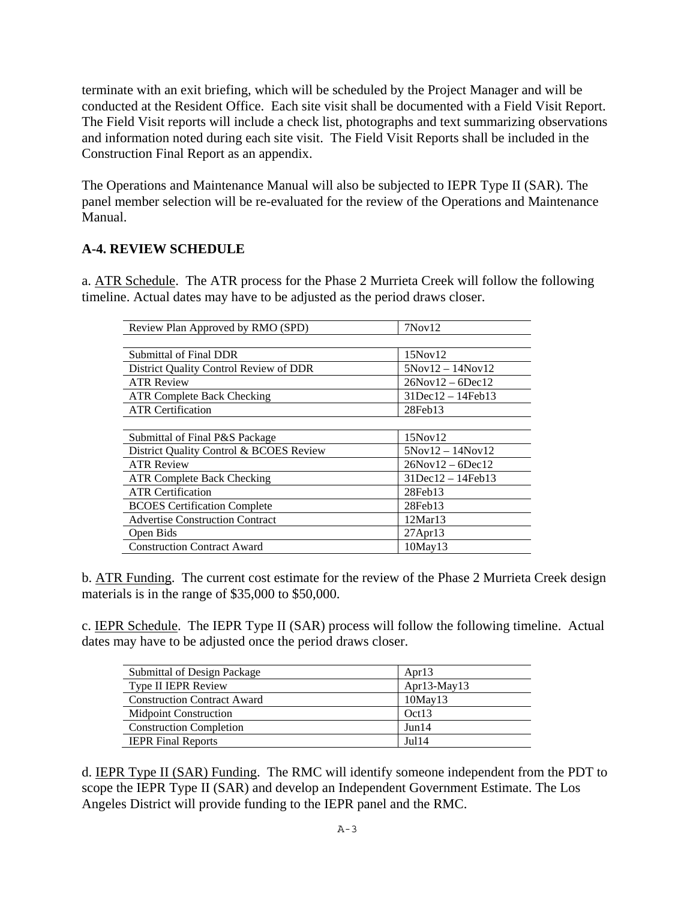terminate with an exit briefing, which will be scheduled by the Project Manager and will be conducted at the Resident Office. Each site visit shall be documented with a Field Visit Report. The Field Visit reports will include a check list, photographs and text summarizing observations and information noted during each site visit. The Field Visit Reports shall be included in the Construction Final Report as an appendix.

The Operations and Maintenance Manual will also be subjected to IEPR Type II (SAR). The panel member selection will be re-evaluated for the review of the Operations and Maintenance Manual.

**A-4. REVIEW SCHEDULE**

a. ATR Schedule. The ATR process for the Phase 2 Murrieta Creek will follow the following timeline. Actual dates may have to be adjusted as the period draws closer.

| | |
|---|---|
| Review Plan Approved by RMO (SPD) | 7Nov12 |
| | |
| Submittal of Final DDR | 15Nov12 |
| District Quality Control Review of DDR | 5Nov12 – 14Nov12 |
| ATR Review | 26Nov12 – 6Dec12 |
| ATR Complete Back Checking | 31Dec12 – 14Feb13 |
| ATR Certification | 28Feb13 |
| | |
| Submittal of Final P&S Package | 15Nov12 |
| District Quality Control & BCOES Review | 5Nov12 – 14Nov12 |
| ATR Review | 26Nov12 – 6Dec12 |
| ATR Complete Back Checking | 31Dec12 – 14Feb13 |
| ATR Certification | 28Feb13 |
| BCOES Certification Complete | 28Feb13 |
| Advertise Construction Contract | 12Mar13 |
| Open Bids | 27Apr13 |
| Construction Contract Award | 10May13 |

b. ATR Funding. The current cost estimate for the review of the Phase 2 Murrieta Creek design materials is in the range of $35,000 to $50,000.

c. IEPR Schedule. The IEPR Type II (SAR) process will follow the following timeline. Actual dates may have to be adjusted once the period draws closer.

| | |
|---|---|
| Submittal of Design Package | Apr13 |
| Type II IEPR Review | Apr13-May13 |
| Construction Contract Award | 10May13 |
| Midpoint Construction | Oct13 |
| Construction Completion | Jun14 |
| IEPR Final Reports | Jul14 |

d. IEPR Type II (SAR) Funding. The RMC will identify someone independent from the PDT to scope the IEPR Type II (SAR) and develop an Independent Government Estimate. The Los Angeles District will provide funding to the IEPR panel and the RMC.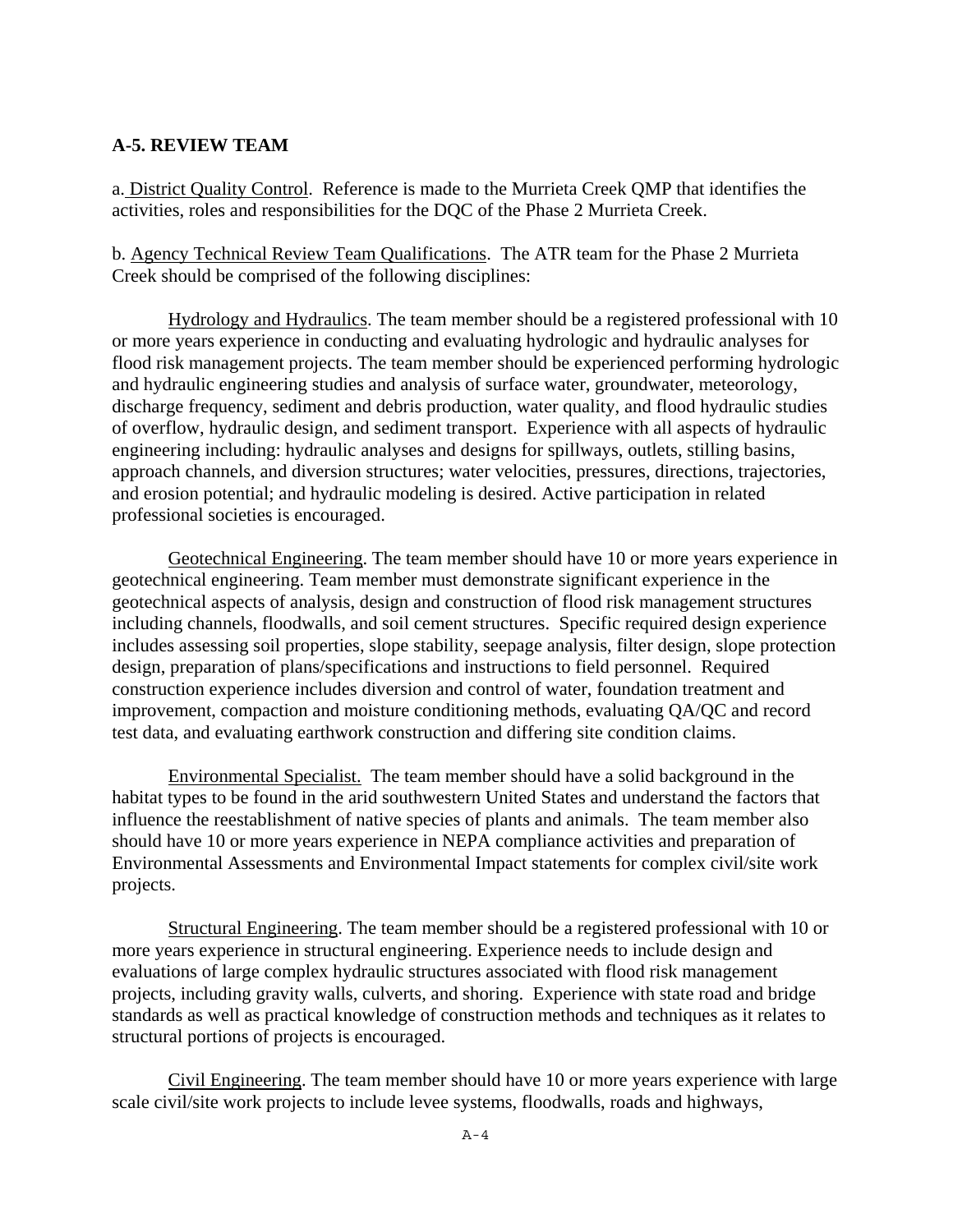## A-5. REVIEW TEAM

a. District Quality Control. Reference is made to the Murrieta Creek QMP that identifies the activities, roles and responsibilities for the DQC of the Phase 2 Murrieta Creek.

b. Agency Technical Review Team Qualifications. The ATR team for the Phase 2 Murrieta Creek should be comprised of the following disciplines:

Hydrology and Hydraulics. The team member should be a registered professional with 10 or more years experience in conducting and evaluating hydrologic and hydraulic analyses for flood risk management projects. The team member should be experienced performing hydrologic and hydraulic engineering studies and analysis of surface water, groundwater, meteorology, discharge frequency, sediment and debris production, water quality, and flood hydraulic studies of overflow, hydraulic design, and sediment transport. Experience with all aspects of hydraulic engineering including: hydraulic analyses and designs for spillways, outlets, stilling basins, approach channels, and diversion structures; water velocities, pressures, directions, trajectories, and erosion potential; and hydraulic modeling is desired. Active participation in related professional societies is encouraged.

Geotechnical Engineering. The team member should have 10 or more years experience in geotechnical engineering. Team member must demonstrate significant experience in the geotechnical aspects of analysis, design and construction of flood risk management structures including channels, floodwalls, and soil cement structures. Specific required design experience includes assessing soil properties, slope stability, seepage analysis, filter design, slope protection design, preparation of plans/specifications and instructions to field personnel. Required construction experience includes diversion and control of water, foundation treatment and improvement, compaction and moisture conditioning methods, evaluating QA/QC and record test data, and evaluating earthwork construction and differing site condition claims.

Environmental Specialist. The team member should have a solid background in the habitat types to be found in the arid southwestern United States and understand the factors that influence the reestablishment of native species of plants and animals. The team member also should have 10 or more years experience in NEPA compliance activities and preparation of Environmental Assessments and Environmental Impact statements for complex civil/site work projects.

Structural Engineering. The team member should be a registered professional with 10 or more years experience in structural engineering. Experience needs to include design and evaluations of large complex hydraulic structures associated with flood risk management projects, including gravity walls, culverts, and shoring. Experience with state road and bridge standards as well as practical knowledge of construction methods and techniques as it relates to structural portions of projects is encouraged.

Civil Engineering. The team member should have 10 or more years experience with large scale civil/site work projects to include levee systems, floodwalls, roads and highways,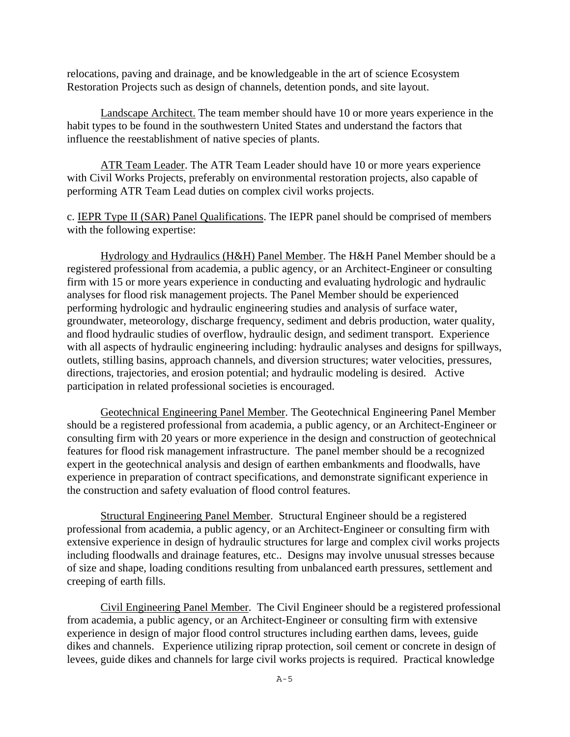relocations, paving and drainage, and be knowledgeable in the art of science Ecosystem Restoration Projects such as design of channels, detention ponds, and site layout.

Landscape Architect. The team member should have 10 or more years experience in the habit types to be found in the southwestern United States and understand the factors that influence the reestablishment of native species of plants.

ATR Team Leader. The ATR Team Leader should have 10 or more years experience with Civil Works Projects, preferably on environmental restoration projects, also capable of performing ATR Team Lead duties on complex civil works projects.

c. IEPR Type II (SAR) Panel Qualifications. The IEPR panel should be comprised of members with the following expertise:

Hydrology and Hydraulics (H&H) Panel Member. The H&H Panel Member should be a registered professional from academia, a public agency, or an Architect-Engineer or consulting firm with 15 or more years experience in conducting and evaluating hydrologic and hydraulic analyses for flood risk management projects. The Panel Member should be experienced performing hydrologic and hydraulic engineering studies and analysis of surface water, groundwater, meteorology, discharge frequency, sediment and debris production, water quality, and flood hydraulic studies of overflow, hydraulic design, and sediment transport. Experience with all aspects of hydraulic engineering including: hydraulic analyses and designs for spillways, outlets, stilling basins, approach channels, and diversion structures; water velocities, pressures, directions, trajectories, and erosion potential; and hydraulic modeling is desired. Active participation in related professional societies is encouraged.

Geotechnical Engineering Panel Member. The Geotechnical Engineering Panel Member should be a registered professional from academia, a public agency, or an Architect-Engineer or consulting firm with 20 years or more experience in the design and construction of geotechnical features for flood risk management infrastructure. The panel member should be a recognized expert in the geotechnical analysis and design of earthen embankments and floodwalls, have experience in preparation of contract specifications, and demonstrate significant experience in the construction and safety evaluation of flood control features.

Structural Engineering Panel Member. Structural Engineer should be a registered professional from academia, a public agency, or an Architect-Engineer or consulting firm with extensive experience in design of hydraulic structures for large and complex civil works projects including floodwalls and drainage features, etc.. Designs may involve unusual stresses because of size and shape, loading conditions resulting from unbalanced earth pressures, settlement and creeping of earth fills.

Civil Engineering Panel Member. The Civil Engineer should be a registered professional from academia, a public agency, or an Architect-Engineer or consulting firm with extensive experience in design of major flood control structures including earthen dams, levees, guide dikes and channels. Experience utilizing riprap protection, soil cement or concrete in design of levees, guide dikes and channels for large civil works projects is required. Practical knowledge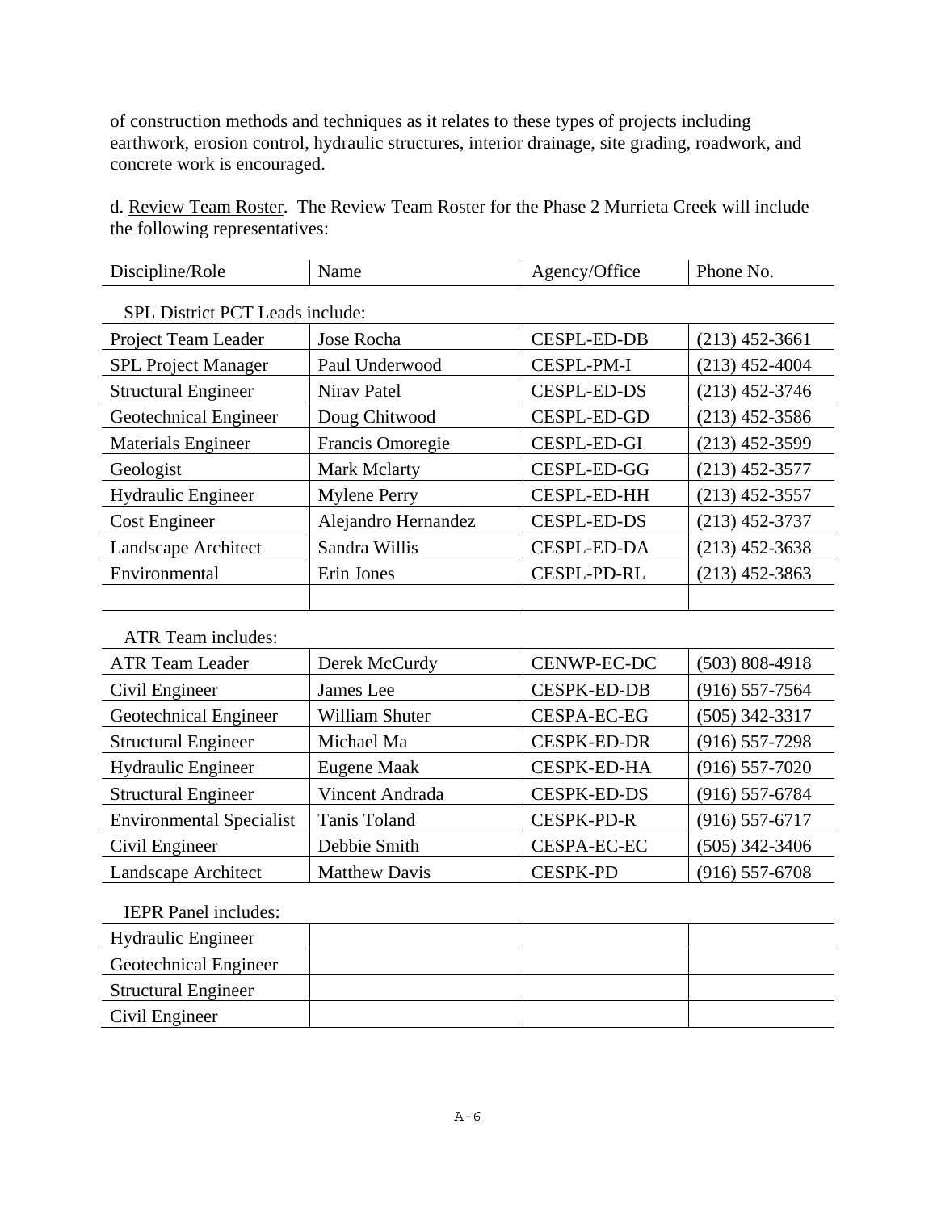of construction methods and techniques as it relates to these types of projects including earthwork, erosion control, hydraulic structures, interior drainage, site grading, roadwork, and concrete work is encouraged.

d. Review Team Roster. The Review Team Roster for the Phase 2 Murrieta Creek will include the following representatives:

| Discipline/Role | Name | Agency/Office | Phone No. |
|---|---|---|---|
| SPL District PCT Leads include: | | | |
| Project Team Leader | Jose Rocha | CESPL-ED-DB | (213) 452-3661 |
| SPL Project Manager | Paul Underwood | CESPL-PM-I | (213) 452-4004 |
| Structural Engineer | Nirav Patel | CESPL-ED-DS | (213) 452-3746 |
| Geotechnical Engineer | Doug Chitwood | CESPL-ED-GD | (213) 452-3586 |
| Materials Engineer | Francis Omoregie | CESPL-ED-GI | (213) 452-3599 |
| Geologist | Mark Mclarty | CESPL-ED-GG | (213) 452-3577 |
| Hydraulic Engineer | Mylene Perry | CESPL-ED-HH | (213) 452-3557 |
| Cost Engineer | Alejandro Hernandez | CESPL-ED-DS | (213) 452-3737 |
| Landscape Architect | Sandra Willis | CESPL-ED-DA | (213) 452-3638 |
| Environmental | Erin Jones | CESPL-PD-RL | (213) 452-3863 |
| | | | |
| ATR Team includes: | | | |
| ATR Team Leader | Derek McCurdy | CENWP-EC-DC | (503) 808-4918 |
| Civil Engineer | James Lee | CESPK-ED-DB | (916) 557-7564 |
| Geotechnical Engineer | William Shuter | CESPA-EC-EG | (505) 342-3317 |
| Structural Engineer | Michael Ma | CESPK-ED-DR | (916) 557-7298 |
| Hydraulic Engineer | Eugene Maak | CESPK-ED-HA | (916) 557-7020 |
| Structural Engineer | Vincent Andrada | CESPK-ED-DS | (916) 557-6784 |
| Environmental Specialist | Tanis Toland | CESPK-PD-R | (916) 557-6717 |
| Civil Engineer | Debbie Smith | CESPA-EC-EC | (505) 342-3406 |
| Landscape Architect | Matthew Davis | CESPK-PD | (916) 557-6708 |
| IEPR Panel includes: | | | |
| Hydraulic Engineer | | | |
| Geotechnical Engineer | | | |
| Structural Engineer | | | |
| Civil Engineer | | | |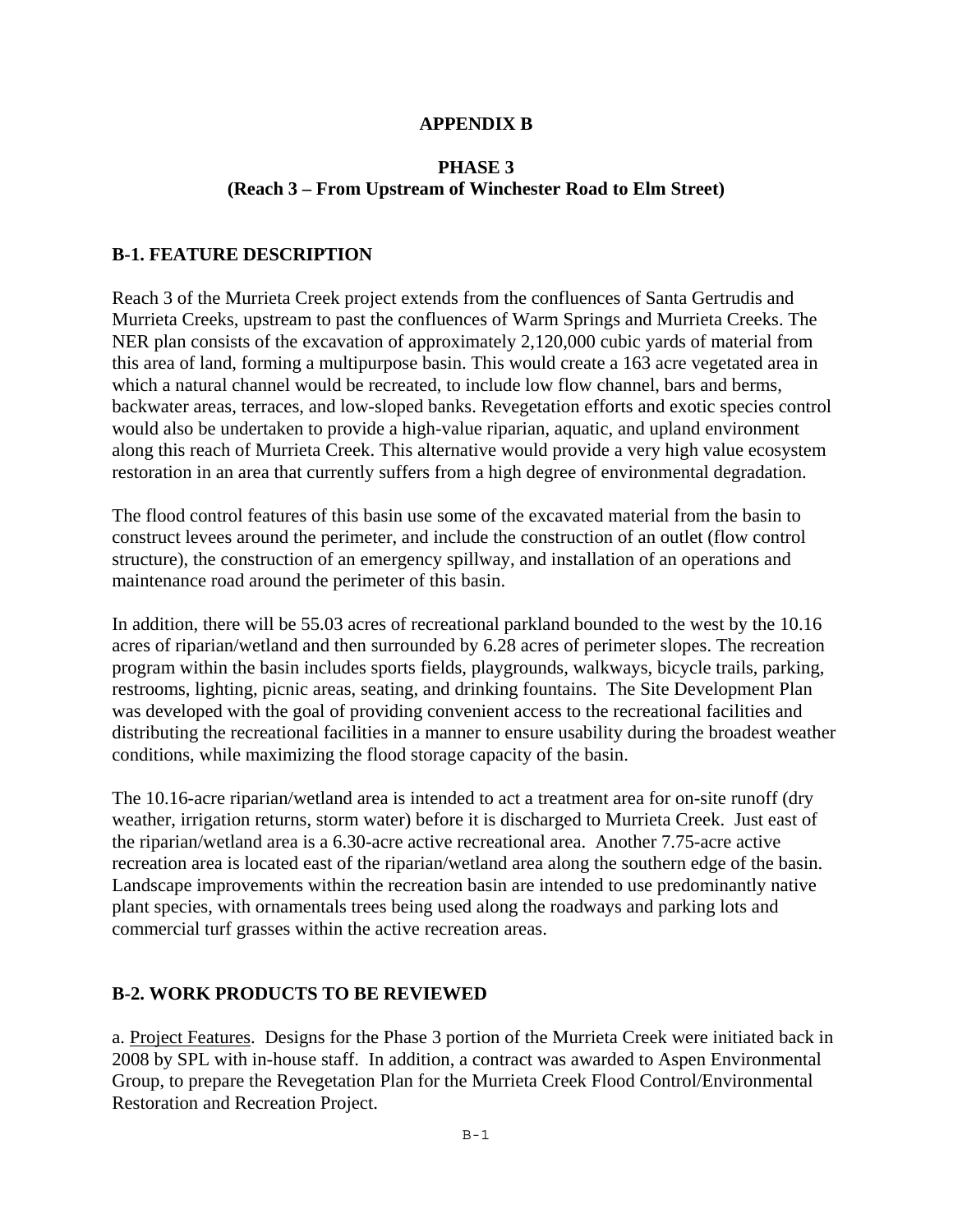# APPENDIX B

## PHASE 3
## (Reach 3 – From Upstream of Winchester Road to Elm Street)

### B-1. FEATURE DESCRIPTION

Reach 3 of the Murrieta Creek project extends from the confluences of Santa Gertrudis and Murrieta Creeks, upstream to past the confluences of Warm Springs and Murrieta Creeks. The NER plan consists of the excavation of approximately 2,120,000 cubic yards of material from this area of land, forming a multipurpose basin. This would create a 163 acre vegetated area in which a natural channel would be recreated, to include low flow channel, bars and berms, backwater areas, terraces, and low-sloped banks. Revegetation efforts and exotic species control would also be undertaken to provide a high-value riparian, aquatic, and upland environment along this reach of Murrieta Creek. This alternative would provide a very high value ecosystem restoration in an area that currently suffers from a high degree of environmental degradation.

The flood control features of this basin use some of the excavated material from the basin to construct levees around the perimeter, and include the construction of an outlet (flow control structure), the construction of an emergency spillway, and installation of an operations and maintenance road around the perimeter of this basin.

In addition, there will be 55.03 acres of recreational parkland bounded to the west by the 10.16 acres of riparian/wetland and then surrounded by 6.28 acres of perimeter slopes. The recreation program within the basin includes sports fields, playgrounds, walkways, bicycle trails, parking, restrooms, lighting, picnic areas, seating, and drinking fountains. The Site Development Plan was developed with the goal of providing convenient access to the recreational facilities and distributing the recreational facilities in a manner to ensure usability during the broadest weather conditions, while maximizing the flood storage capacity of the basin.

The 10.16-acre riparian/wetland area is intended to act a treatment area for on-site runoff (dry weather, irrigation returns, storm water) before it is discharged to Murrieta Creek. Just east of the riparian/wetland area is a 6.30-acre active recreational area. Another 7.75-acre active recreation area is located east of the riparian/wetland area along the southern edge of the basin. Landscape improvements within the recreation basin are intended to use predominantly native plant species, with ornamentals trees being used along the roadways and parking lots and commercial turf grasses within the active recreation areas.

### B-2. WORK PRODUCTS TO BE REVIEWED

a. Project Features. Designs for the Phase 3 portion of the Murrieta Creek were initiated back in 2008 by SPL with in-house staff. In addition, a contract was awarded to Aspen Environmental Group, to prepare the Revegetation Plan for the Murrieta Creek Flood Control/Environmental Restoration and Recreation Project.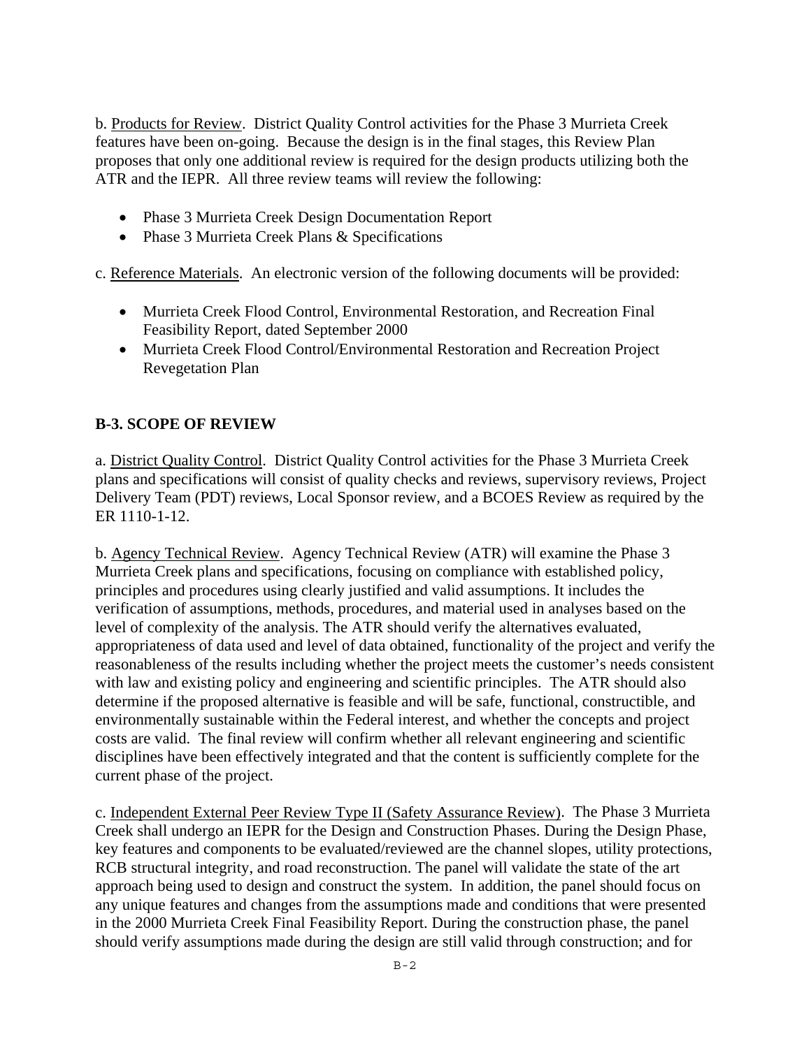b. Products for Review. District Quality Control activities for the Phase 3 Murrieta Creek features have been on-going. Because the design is in the final stages, this Review Plan proposes that only one additional review is required for the design products utilizing both the ATR and the IEPR. All three review teams will review the following:

- Phase 3 Murrieta Creek Design Documentation Report
- Phase 3 Murrieta Creek Plans & Specifications

c. Reference Materials. An electronic version of the following documents will be provided:

- Murrieta Creek Flood Control, Environmental Restoration, and Recreation Final Feasibility Report, dated September 2000
- Murrieta Creek Flood Control/Environmental Restoration and Recreation Project Revegetation Plan

## B-3. SCOPE OF REVIEW

a. District Quality Control. District Quality Control activities for the Phase 3 Murrieta Creek plans and specifications will consist of quality checks and reviews, supervisory reviews, Project Delivery Team (PDT) reviews, Local Sponsor review, and a BCOES Review as required by the ER 1110-1-12.

b. Agency Technical Review. Agency Technical Review (ATR) will examine the Phase 3 Murrieta Creek plans and specifications, focusing on compliance with established policy, principles and procedures using clearly justified and valid assumptions. It includes the verification of assumptions, methods, procedures, and material used in analyses based on the level of complexity of the analysis. The ATR should verify the alternatives evaluated, appropriateness of data used and level of data obtained, functionality of the project and verify the reasonableness of the results including whether the project meets the customer's needs consistent with law and existing policy and engineering and scientific principles. The ATR should also determine if the proposed alternative is feasible and will be safe, functional, constructible, and environmentally sustainable within the Federal interest, and whether the concepts and project costs are valid. The final review will confirm whether all relevant engineering and scientific disciplines have been effectively integrated and that the content is sufficiently complete for the current phase of the project.

c. Independent External Peer Review Type II (Safety Assurance Review). The Phase 3 Murrieta Creek shall undergo an IEPR for the Design and Construction Phases. During the Design Phase, key features and components to be evaluated/reviewed are the channel slopes, utility protections, RCB structural integrity, and road reconstruction. The panel will validate the state of the art approach being used to design and construct the system. In addition, the panel should focus on any unique features and changes from the assumptions made and conditions that were presented in the 2000 Murrieta Creek Final Feasibility Report. During the construction phase, the panel should verify assumptions made during the design are still valid through construction; and for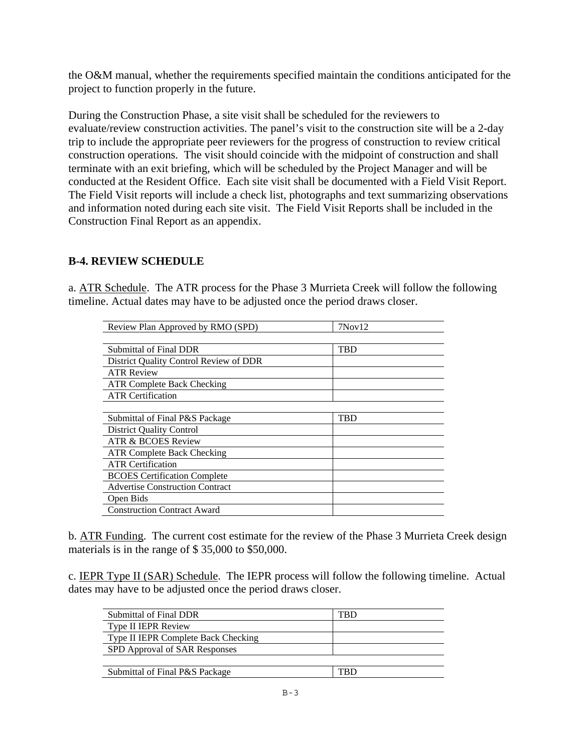the O&M manual, whether the requirements specified maintain the conditions anticipated for the project to function properly in the future.

During the Construction Phase, a site visit shall be scheduled for the reviewers to evaluate/review construction activities. The panel's visit to the construction site will be a 2-day trip to include the appropriate peer reviewers for the progress of construction to review critical construction operations. The visit should coincide with the midpoint of construction and shall terminate with an exit briefing, which will be scheduled by the Project Manager and will be conducted at the Resident Office. Each site visit shall be documented with a Field Visit Report. The Field Visit reports will include a check list, photographs and text summarizing observations and information noted during each site visit. The Field Visit Reports shall be included in the Construction Final Report as an appendix.

## B-4. REVIEW SCHEDULE

a. ATR Schedule. The ATR process for the Phase 3 Murrieta Creek will follow the following timeline. Actual dates may have to be adjusted once the period draws closer.

| | |
|---|---|
| Review Plan Approved by RMO (SPD) | 7Nov12 |
| | |
| Submittal of Final DDR | TBD |
| District Quality Control Review of DDR | |
| ATR Review | |
| ATR Complete Back Checking | |
| ATR Certification | |
| | |
| Submittal of Final P&S Package | TBD |
| District Quality Control | |
| ATR & BCOES Review | |
| ATR Complete Back Checking | |
| ATR Certification | |
| BCOES Certification Complete | |
| Advertise Construction Contract | |
| Open Bids | |
| Construction Contract Award | |

b. ATR Funding. The current cost estimate for the review of the Phase 3 Murrieta Creek design materials is in the range of $ 35,000 to $50,000.

c. IEPR Type II (SAR) Schedule. The IEPR process will follow the following timeline. Actual dates may have to be adjusted once the period draws closer.

| | |
|---|---|
| Submittal of Final DDR | TBD |
| Type II IEPR Review | |
| Type II IEPR Complete Back Checking | |
| SPD Approval of SAR Responses | |
| | |
| Submittal of Final P&S Package | TBD |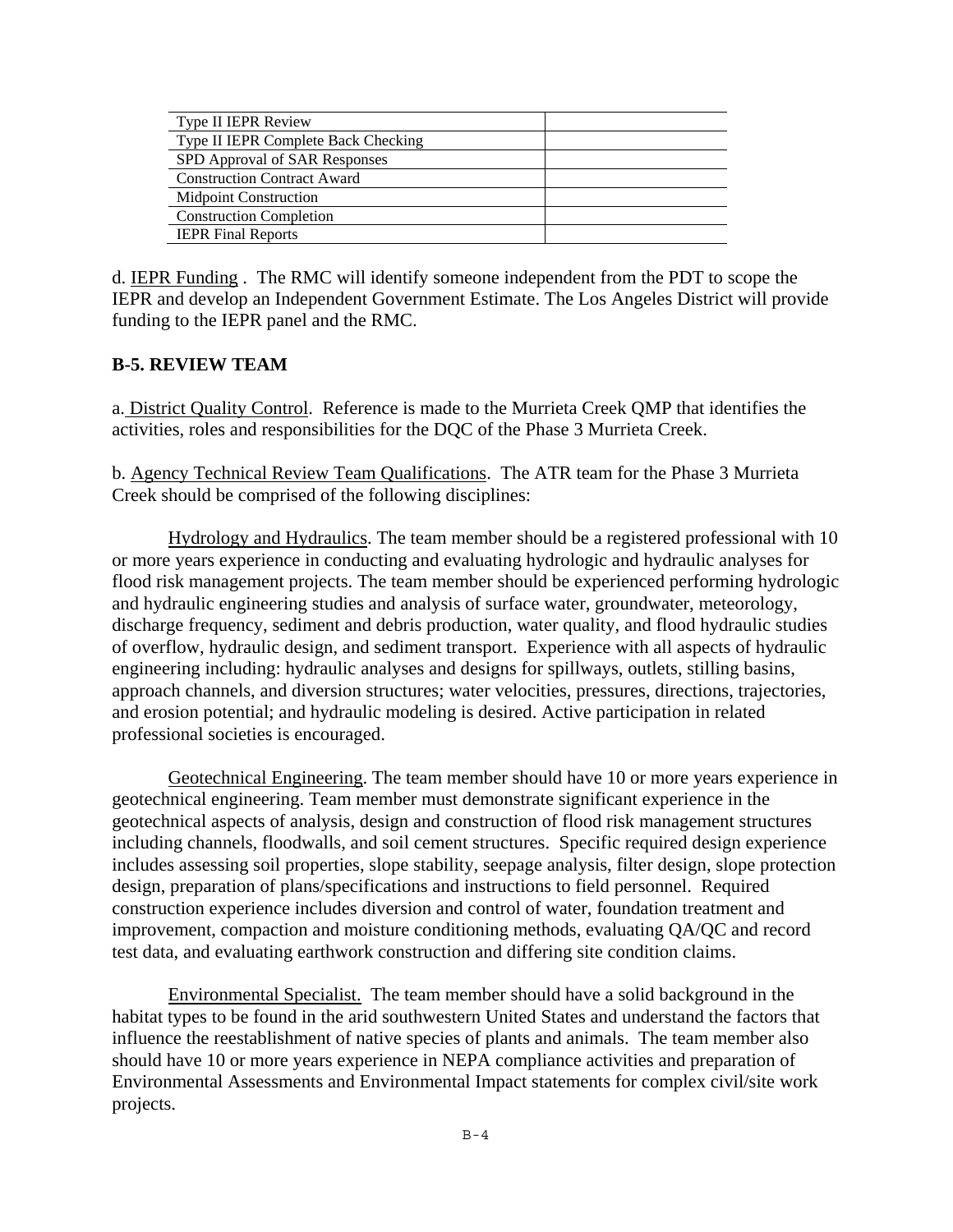| | |
|---|---|
| Type II IEPR Review | |
| Type II IEPR Complete Back Checking | |
| SPD Approval of SAR Responses | |
| Construction Contract Award | |
| Midpoint Construction | |
| Construction Completion | |
| IEPR Final Reports | |

d. IEPR Funding . The RMC will identify someone independent from the PDT to scope the IEPR and develop an Independent Government Estimate. The Los Angeles District will provide funding to the IEPR panel and the RMC.

**B-5. REVIEW TEAM**

a. District Quality Control. Reference is made to the Murrieta Creek QMP that identifies the activities, roles and responsibilities for the DQC of the Phase 3 Murrieta Creek.

b. Agency Technical Review Team Qualifications. The ATR team for the Phase 3 Murrieta Creek should be comprised of the following disciplines:

Hydrology and Hydraulics. The team member should be a registered professional with 10 or more years experience in conducting and evaluating hydrologic and hydraulic analyses for flood risk management projects. The team member should be experienced performing hydrologic and hydraulic engineering studies and analysis of surface water, groundwater, meteorology, discharge frequency, sediment and debris production, water quality, and flood hydraulic studies of overflow, hydraulic design, and sediment transport. Experience with all aspects of hydraulic engineering including: hydraulic analyses and designs for spillways, outlets, stilling basins, approach channels, and diversion structures; water velocities, pressures, directions, trajectories, and erosion potential; and hydraulic modeling is desired. Active participation in related professional societies is encouraged.

Geotechnical Engineering. The team member should have 10 or more years experience in geotechnical engineering. Team member must demonstrate significant experience in the geotechnical aspects of analysis, design and construction of flood risk management structures including channels, floodwalls, and soil cement structures. Specific required design experience includes assessing soil properties, slope stability, seepage analysis, filter design, slope protection design, preparation of plans/specifications and instructions to field personnel. Required construction experience includes diversion and control of water, foundation treatment and improvement, compaction and moisture conditioning methods, evaluating QA/QC and record test data, and evaluating earthwork construction and differing site condition claims.

Environmental Specialist. The team member should have a solid background in the habitat types to be found in the arid southwestern United States and understand the factors that influence the reestablishment of native species of plants and animals. The team member also should have 10 or more years experience in NEPA compliance activities and preparation of Environmental Assessments and Environmental Impact statements for complex civil/site work projects.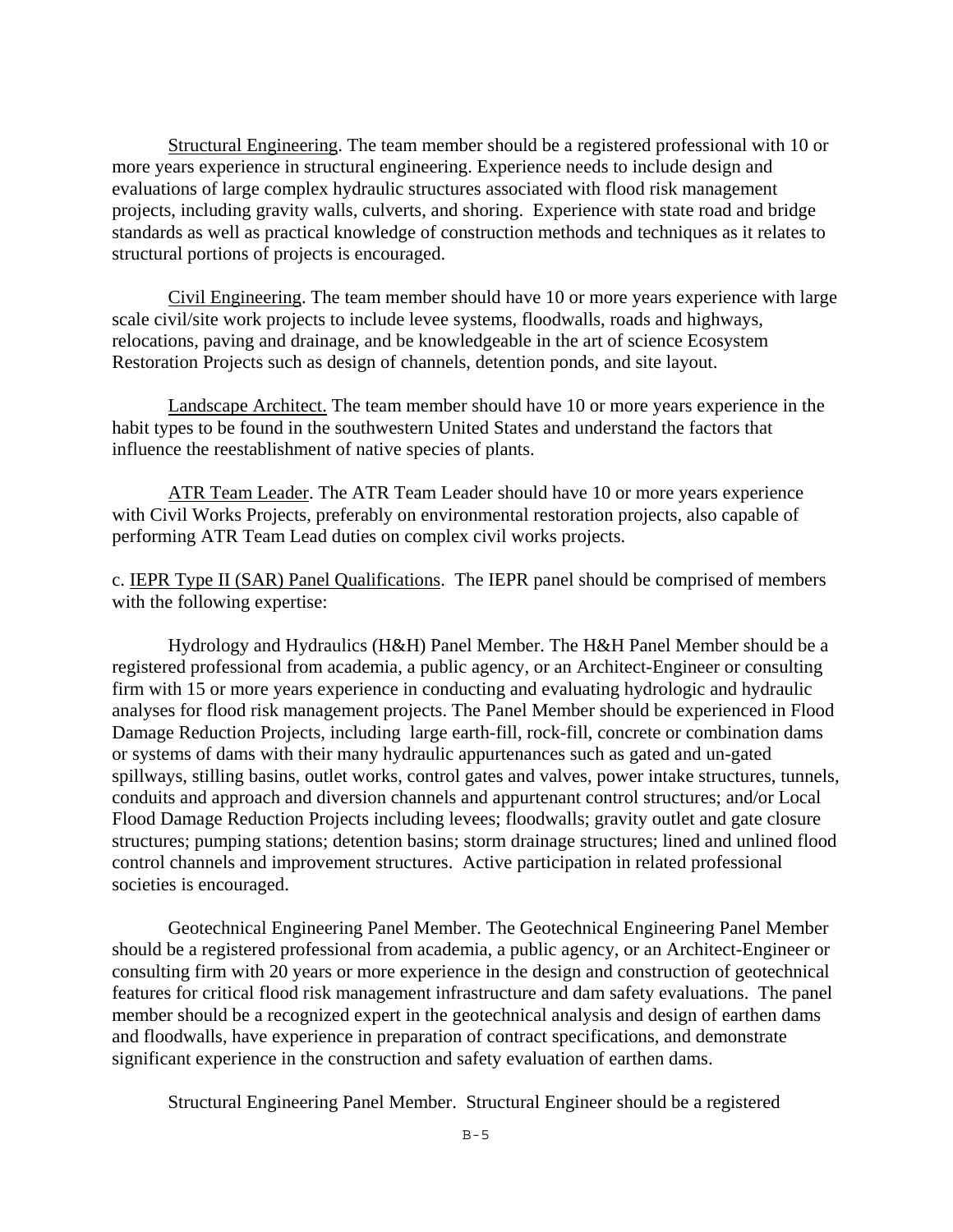Structural Engineering. The team member should be a registered professional with 10 or more years experience in structural engineering. Experience needs to include design and evaluations of large complex hydraulic structures associated with flood risk management projects, including gravity walls, culverts, and shoring. Experience with state road and bridge standards as well as practical knowledge of construction methods and techniques as it relates to structural portions of projects is encouraged.

Civil Engineering. The team member should have 10 or more years experience with large scale civil/site work projects to include levee systems, floodwalls, roads and highways, relocations, paving and drainage, and be knowledgeable in the art of science Ecosystem Restoration Projects such as design of channels, detention ponds, and site layout.

Landscape Architect. The team member should have 10 or more years experience in the habit types to be found in the southwestern United States and understand the factors that influence the reestablishment of native species of plants.

ATR Team Leader. The ATR Team Leader should have 10 or more years experience with Civil Works Projects, preferably on environmental restoration projects, also capable of performing ATR Team Lead duties on complex civil works projects.

c. IEPR Type II (SAR) Panel Qualifications. The IEPR panel should be comprised of members with the following expertise:

Hydrology and Hydraulics (H&H) Panel Member. The H&H Panel Member should be a registered professional from academia, a public agency, or an Architect-Engineer or consulting firm with 15 or more years experience in conducting and evaluating hydrologic and hydraulic analyses for flood risk management projects. The Panel Member should be experienced in Flood Damage Reduction Projects, including large earth-fill, rock-fill, concrete or combination dams or systems of dams with their many hydraulic appurtenances such as gated and un-gated spillways, stilling basins, outlet works, control gates and valves, power intake structures, tunnels, conduits and approach and diversion channels and appurtenant control structures; and/or Local Flood Damage Reduction Projects including levees; floodwalls; gravity outlet and gate closure structures; pumping stations; detention basins; storm drainage structures; lined and unlined flood control channels and improvement structures. Active participation in related professional societies is encouraged.

Geotechnical Engineering Panel Member. The Geotechnical Engineering Panel Member should be a registered professional from academia, a public agency, or an Architect-Engineer or consulting firm with 20 years or more experience in the design and construction of geotechnical features for critical flood risk management infrastructure and dam safety evaluations. The panel member should be a recognized expert in the geotechnical analysis and design of earthen dams and floodwalls, have experience in preparation of contract specifications, and demonstrate significant experience in the construction and safety evaluation of earthen dams.

Structural Engineering Panel Member. Structural Engineer should be a registered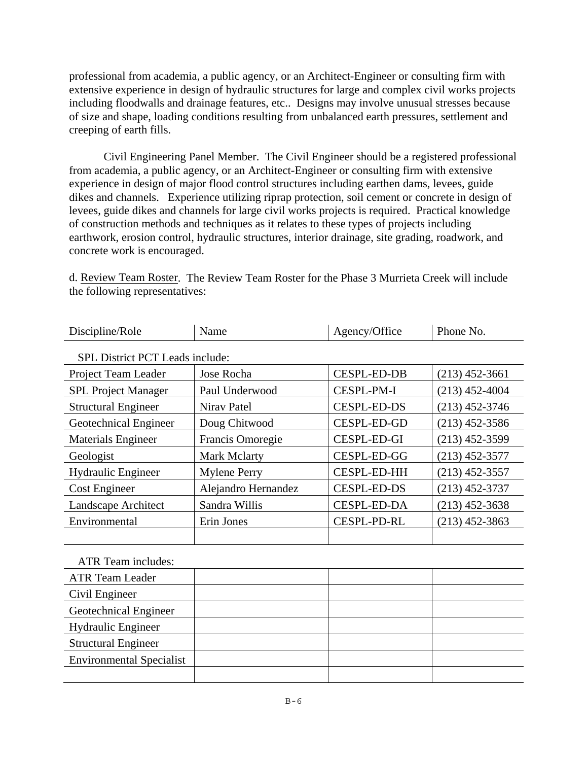professional from academia, a public agency, or an Architect-Engineer or consulting firm with extensive experience in design of hydraulic structures for large and complex civil works projects including floodwalls and drainage features, etc.. Designs may involve unusual stresses because of size and shape, loading conditions resulting from unbalanced earth pressures, settlement and creeping of earth fills.

Civil Engineering Panel Member. The Civil Engineer should be a registered professional from academia, a public agency, or an Architect-Engineer or consulting firm with extensive experience in design of major flood control structures including earthen dams, levees, guide dikes and channels. Experience utilizing riprap protection, soil cement or concrete in design of levees, guide dikes and channels for large civil works projects is required. Practical knowledge of construction methods and techniques as it relates to these types of projects including earthwork, erosion control, hydraulic structures, interior drainage, site grading, roadwork, and concrete work is encouraged.

d. Review Team Roster. The Review Team Roster for the Phase 3 Murrieta Creek will include the following representatives:

| Discipline/Role | Name | Agency/Office | Phone No. |
|---|---|---|---|
| SPL District PCT Leads include: | | | |
| Project Team Leader | Jose Rocha | CESPL-ED-DB | (213) 452-3661 |
| SPL Project Manager | Paul Underwood | CESPL-PM-I | (213) 452-4004 |
| Structural Engineer | Nirav Patel | CESPL-ED-DS | (213) 452-3746 |
| Geotechnical Engineer | Doug Chitwood | CESPL-ED-GD | (213) 452-3586 |
| Materials Engineer | Francis Omoregie | CESPL-ED-GI | (213) 452-3599 |
| Geologist | Mark Mclarty | CESPL-ED-GG | (213) 452-3577 |
| Hydraulic Engineer | Mylene Perry | CESPL-ED-HH | (213) 452-3557 |
| Cost Engineer | Alejandro Hernandez | CESPL-ED-DS | (213) 452-3737 |
| Landscape Architect | Sandra Willis | CESPL-ED-DA | (213) 452-3638 |
| Environmental | Erin Jones | CESPL-PD-RL | (213) 452-3863 |
| | | | |
| ATR Team includes: | | | |
| ATR Team Leader | | | |
| Civil Engineer | | | |
| Geotechnical Engineer | | | |
| Hydraulic Engineer | | | |
| Structural Engineer | | | |
| Environmental Specialist | | | |
| | | | |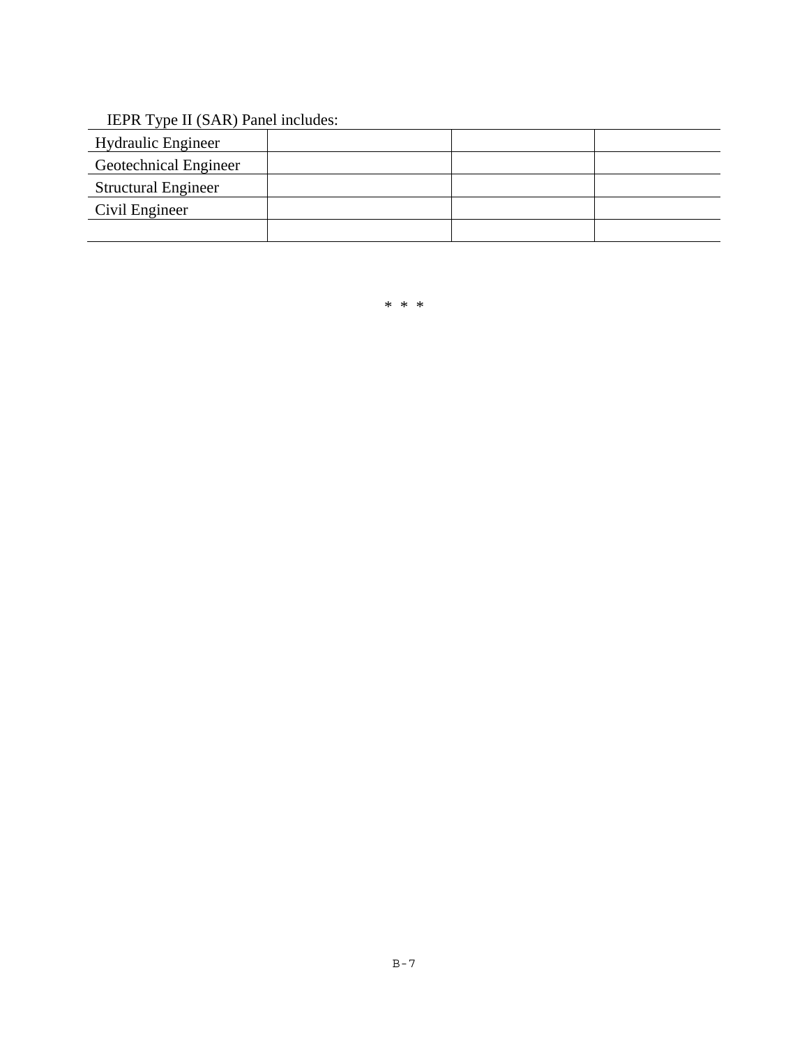IEPR Type II (SAR) Panel includes:

| | | | |
|---|---|---|---|
| Hydraulic Engineer | | | |
| Geotechnical Engineer | | | |
| Structural Engineer | | | |
| Civil Engineer | | | |
| | | | |

\* \* \*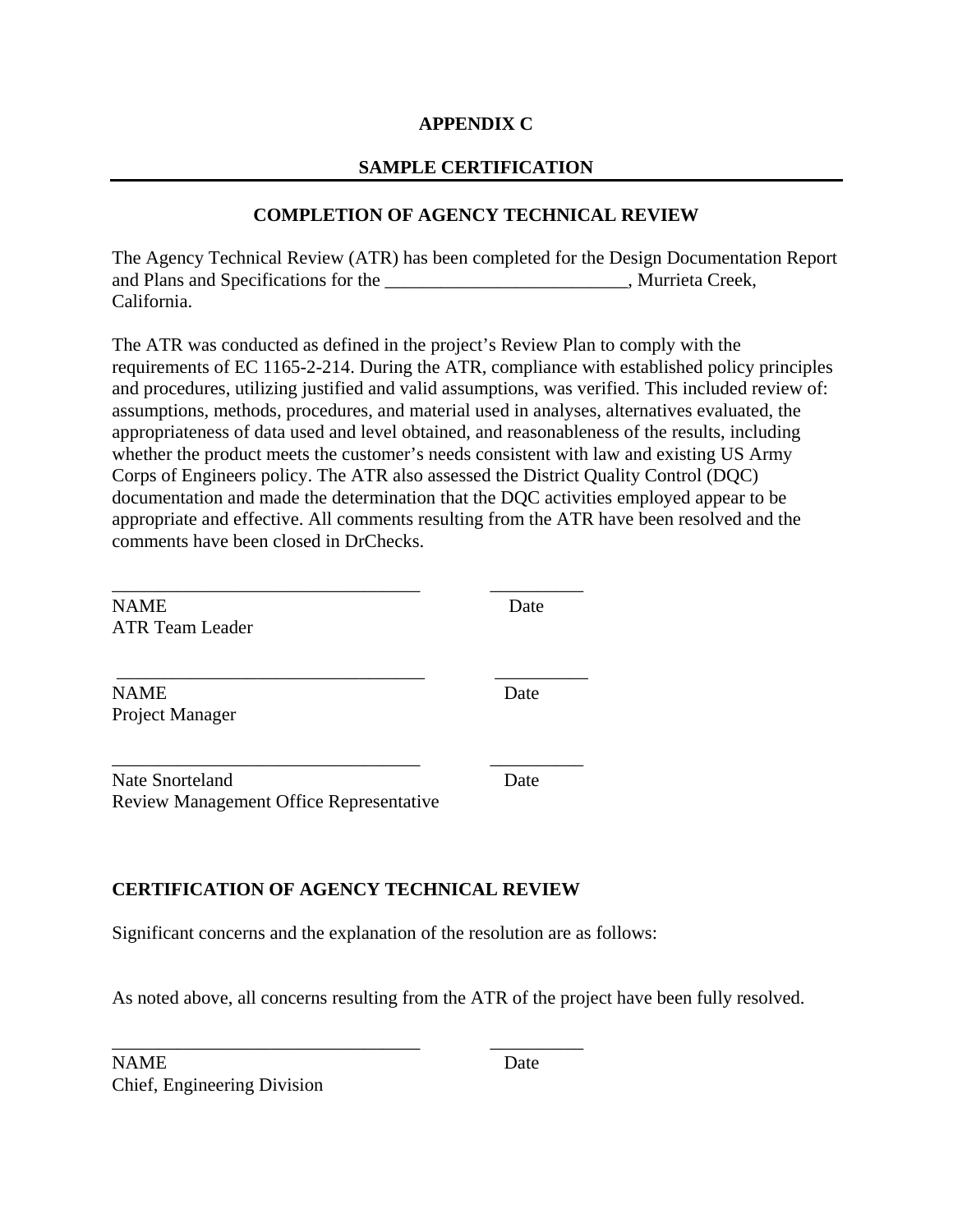# APPENDIX C

## SAMPLE CERTIFICATION

### COMPLETION OF AGENCY TECHNICAL REVIEW

The Agency Technical Review (ATR) has been completed for the Design Documentation Report and Plans and Specifications for the __________________________, Murrieta Creek, California.

The ATR was conducted as defined in the project's Review Plan to comply with the requirements of EC 1165-2-214. During the ATR, compliance with established policy principles and procedures, utilizing justified and valid assumptions, was verified. This included review of: assumptions, methods, procedures, and material used in analyses, alternatives evaluated, the appropriateness of data used and level obtained, and reasonableness of the results, including whether the product meets the customer's needs consistent with law and existing US Army Corps of Engineers policy. The ATR also assessed the District Quality Control (DQC) documentation and made the determination that the DQC activities employed appear to be appropriate and effective. All comments resulting from the ATR have been resolved and the comments have been closed in DrChecks.

_________________________________ __________
NAME Date
ATR Team Leader

_________________________________ __________
NAME Date
Project Manager

_________________________________ __________
Nate Snorteland Date
Review Management Office Representative

### CERTIFICATION OF AGENCY TECHNICAL REVIEW

Significant concerns and the explanation of the resolution are as follows:

As noted above, all concerns resulting from the ATR of the project have been fully resolved.

_________________________________ __________
NAME Date
Chief, Engineering Division